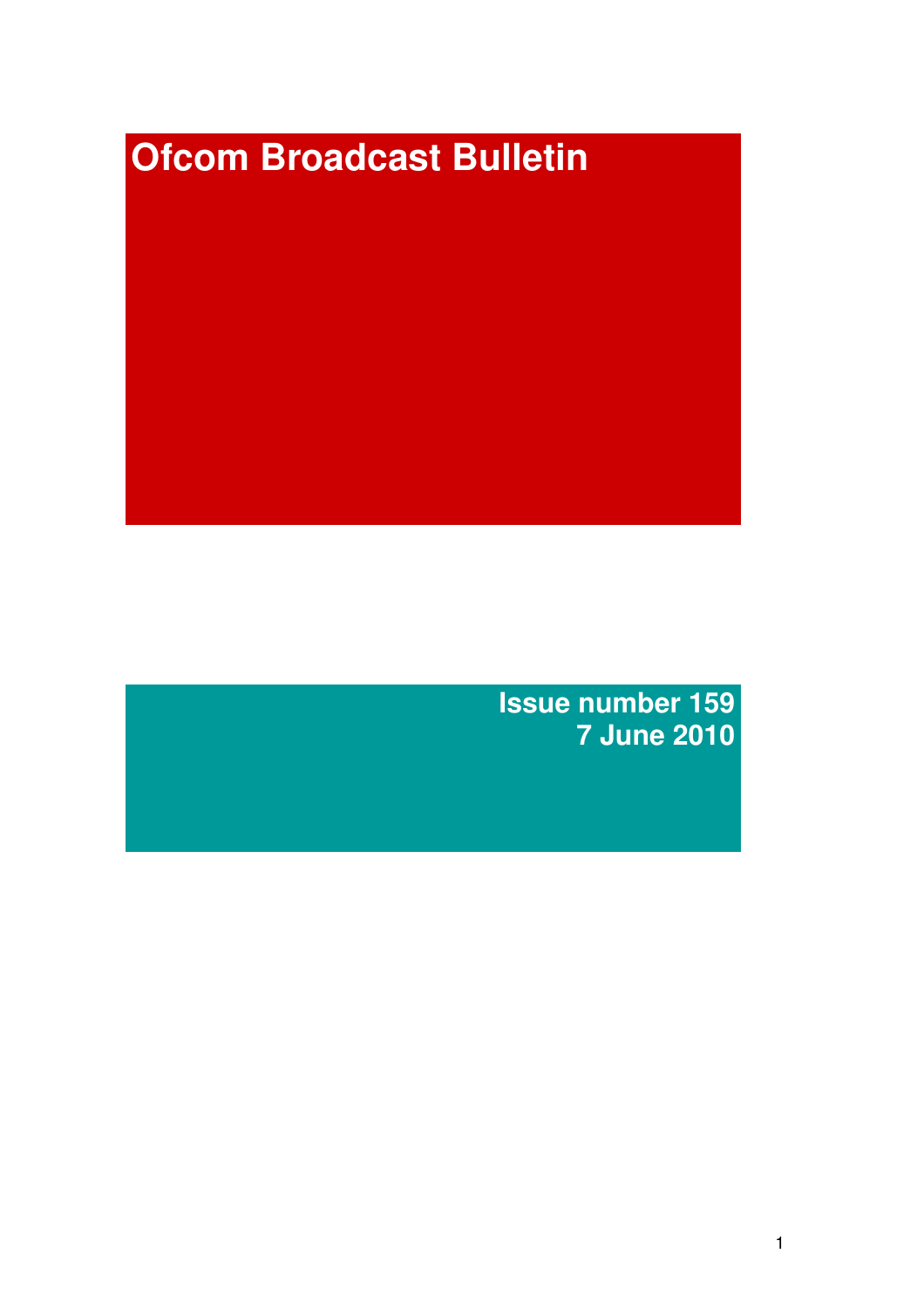# Ofcom Broadcast Bulletin

**Issue number 159**
**7 June 2010**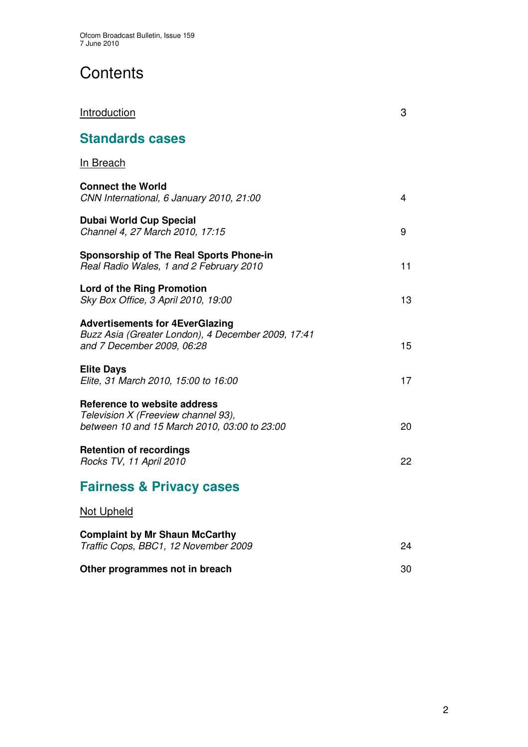# Contents

| | |
|---|---|
| Introduction | 3 |

## Standards cases

In Breach

| | |
|---|---|
| **Connect the World**<br>*CNN International, 6 January 2010, 21:00* | 4 |
| **Dubai World Cup Special**<br>*Channel 4, 27 March 2010, 17:15* | 9 |
| **Sponsorship of The Real Sports Phone-in**<br>*Real Radio Wales, 1 and 2 February 2010* | 11 |
| **Lord of the Ring Promotion**<br>*Sky Box Office, 3 April 2010, 19:00* | 13 |
| **Advertisements for 4EverGlazing**<br>*Buzz Asia (Greater London), 4 December 2009, 17:41 and 7 December 2009, 06:28* | 15 |
| **Elite Days**<br>*Elite, 31 March 2010, 15:00 to 16:00* | 17 |
| **Reference to website address**<br>*Television X (Freeview channel 93), between 10 and 15 March 2010, 03:00 to 23:00* | 20 |
| **Retention of recordings**<br>*Rocks TV, 11 April 2010* | 22 |

## Fairness & Privacy cases

Not Upheld

| | |
|---|---|
| **Complaint by Mr Shaun McCarthy**<br>*Traffic Cops, BBC1, 12 November 2009* | 24 |
| **Other programmes not in breach** | 30 |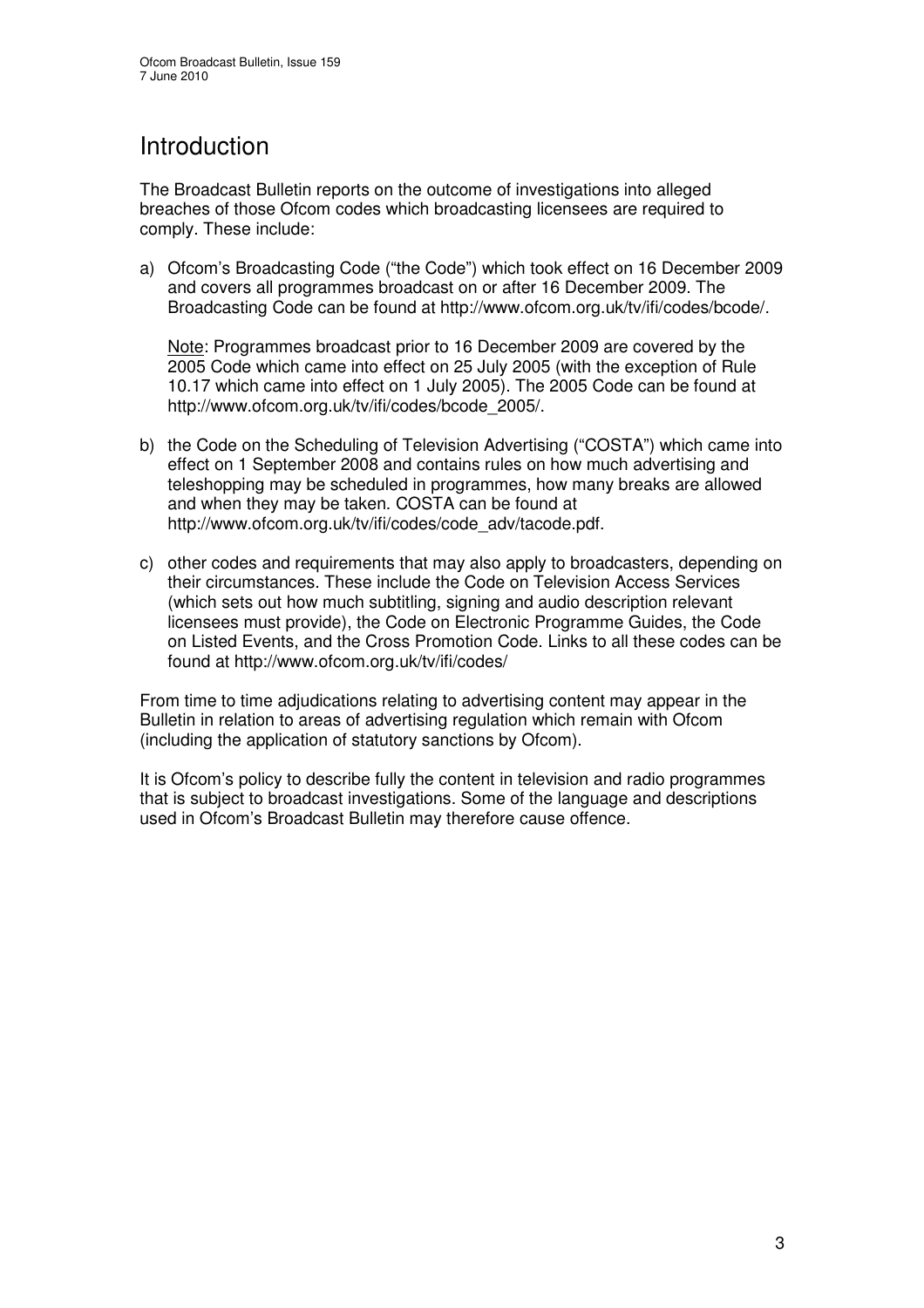# Introduction

The Broadcast Bulletin reports on the outcome of investigations into alleged breaches of those Ofcom codes which broadcasting licensees are required to comply. These include:

a) Ofcom's Broadcasting Code ("the Code") which took effect on 16 December 2009 and covers all programmes broadcast on or after 16 December 2009. The Broadcasting Code can be found at http://www.ofcom.org.uk/tv/ifi/codes/bcode/.

   Note: Programmes broadcast prior to 16 December 2009 are covered by the 2005 Code which came into effect on 25 July 2005 (with the exception of Rule 10.17 which came into effect on 1 July 2005). The 2005 Code can be found at http://www.ofcom.org.uk/tv/ifi/codes/bcode_2005/.

b) the Code on the Scheduling of Television Advertising ("COSTA") which came into effect on 1 September 2008 and contains rules on how much advertising and teleshopping may be scheduled in programmes, how many breaks are allowed and when they may be taken. COSTA can be found at http://www.ofcom.org.uk/tv/ifi/codes/code_adv/tacode.pdf.

c) other codes and requirements that may also apply to broadcasters, depending on their circumstances. These include the Code on Television Access Services (which sets out how much subtitling, signing and audio description relevant licensees must provide), the Code on Electronic Programme Guides, the Code on Listed Events, and the Cross Promotion Code. Links to all these codes can be found at http://www.ofcom.org.uk/tv/ifi/codes/

From time to time adjudications relating to advertising content may appear in the Bulletin in relation to areas of advertising regulation which remain with Ofcom (including the application of statutory sanctions by Ofcom).

It is Ofcom's policy to describe fully the content in television and radio programmes that is subject to broadcast investigations. Some of the language and descriptions used in Ofcom's Broadcast Bulletin may therefore cause offence.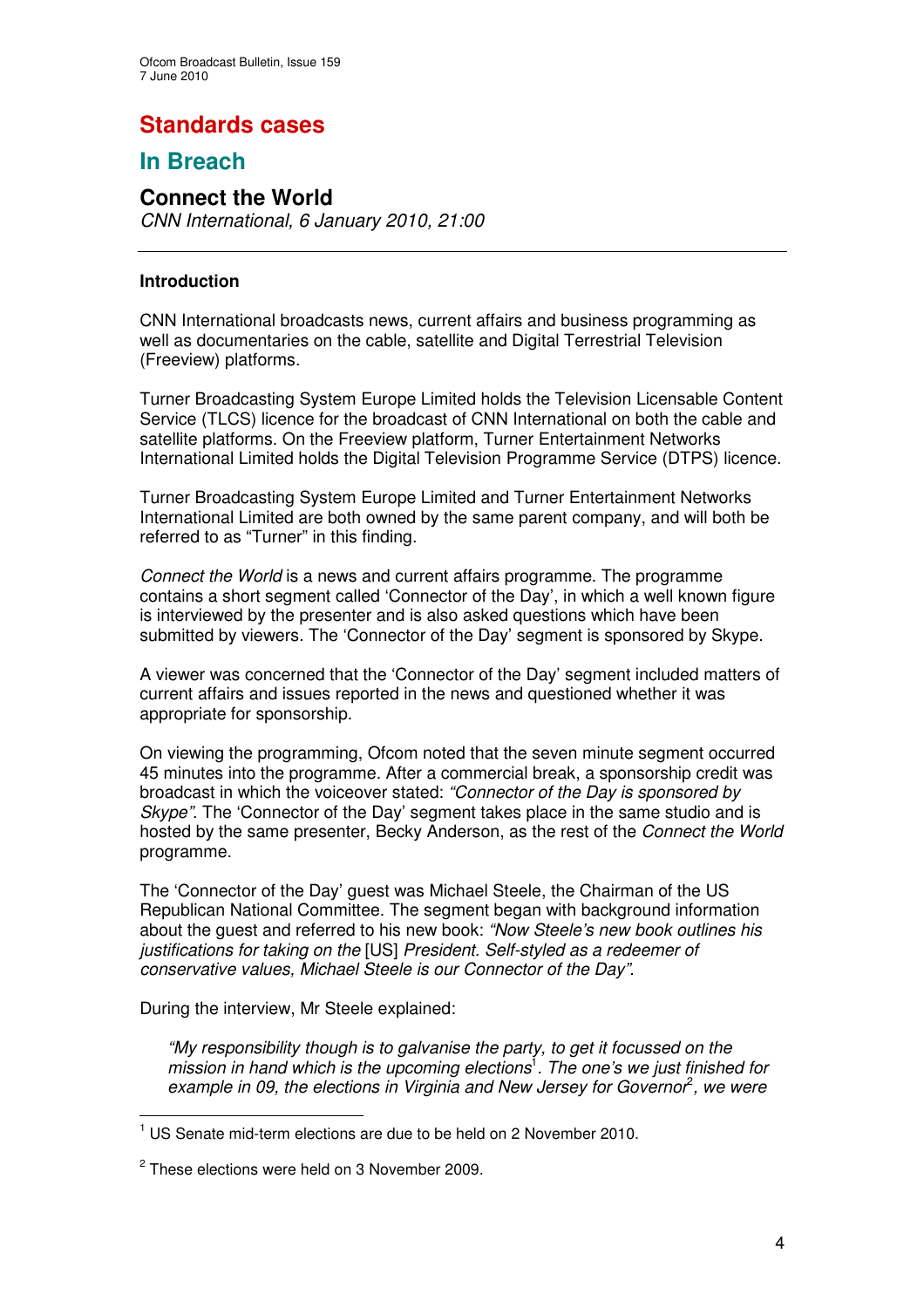# Standards cases

## In Breach

### Connect the World

*CNN International, 6 January 2010, 21:00*

---

**Introduction**

CNN International broadcasts news, current affairs and business programming as well as documentaries on the cable, satellite and Digital Terrestrial Television (Freeview) platforms.

Turner Broadcasting System Europe Limited holds the Television Licensable Content Service (TLCS) licence for the broadcast of CNN International on both the cable and satellite platforms. On the Freeview platform, Turner Entertainment Networks International Limited holds the Digital Television Programme Service (DTPS) licence.

Turner Broadcasting System Europe Limited and Turner Entertainment Networks International Limited are both owned by the same parent company, and will both be referred to as "Turner" in this finding.

*Connect the World* is a news and current affairs programme. The programme contains a short segment called 'Connector of the Day', in which a well known figure is interviewed by the presenter and is also asked questions which have been submitted by viewers. The 'Connector of the Day' segment is sponsored by Skype.

A viewer was concerned that the 'Connector of the Day' segment included matters of current affairs and issues reported in the news and questioned whether it was appropriate for sponsorship.

On viewing the programming, Ofcom noted that the seven minute segment occurred 45 minutes into the programme. After a commercial break, a sponsorship credit was broadcast in which the voiceover stated: *"Connector of the Day is sponsored by Skype"*. The 'Connector of the Day' segment takes place in the same studio and is hosted by the same presenter, Becky Anderson, as the rest of the *Connect the World* programme.

The 'Connector of the Day' guest was Michael Steele, the Chairman of the US Republican National Committee. The segment began with background information about the guest and referred to his new book: *"Now Steele's new book outlines his justifications for taking on the* [US] *President. Self-styled as a redeemer of conservative values, Michael Steele is our Connector of the Day"*.

During the interview, Mr Steele explained:

> *"My responsibility though is to galvanise the party, to get it focussed on the mission in hand which is the upcoming elections*[1]*. The one's we just finished for example in 09, the elections in Virginia and New Jersey for Governor*[2]*, we were*

---

[1] US Senate mid-term elections are due to be held on 2 November 2010.

[2] These elections were held on 3 November 2009.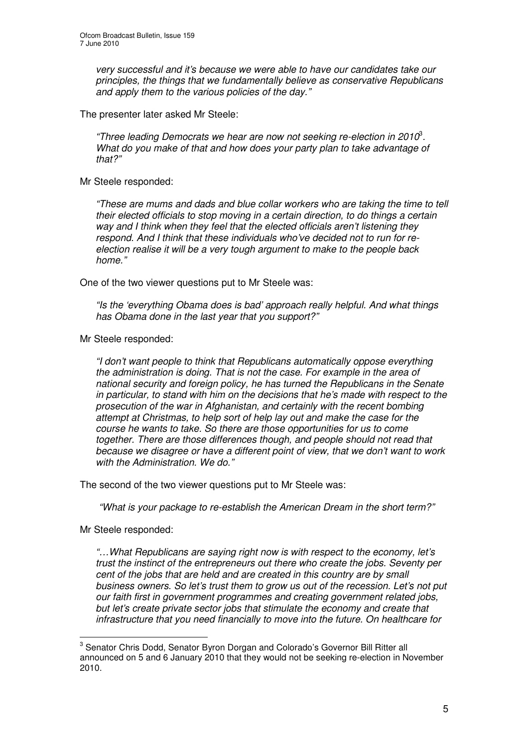*very successful and it's because we were able to have our candidates take our principles, the things that we fundamentally believe as conservative Republicans and apply them to the various policies of the day."*

The presenter later asked Mr Steele:

> *"Three leading Democrats we hear are now not seeking re-election in 2010*[3]*. What do you make of that and how does your party plan to take advantage of that?"*

Mr Steele responded:

> *"These are mums and dads and blue collar workers who are taking the time to tell their elected officials to stop moving in a certain direction, to do things a certain way and I think when they feel that the elected officials aren't listening they respond. And I think that these individuals who've decided not to run for re-election realise it will be a very tough argument to make to the people back home."*

One of the two viewer questions put to Mr Steele was:

> *"Is the 'everything Obama does is bad' approach really helpful. And what things has Obama done in the last year that you support?"*

Mr Steele responded:

> *"I don't want people to think that Republicans automatically oppose everything the administration is doing. That is not the case. For example in the area of national security and foreign policy, he has turned the Republicans in the Senate in particular, to stand with him on the decisions that he's made with respect to the prosecution of the war in Afghanistan, and certainly with the recent bombing attempt at Christmas, to help sort of help lay out and make the case for the course he wants to take. So there are those opportunities for us to come together. There are those differences though, and people should not read that because we disagree or have a different point of view, that we don't want to work with the Administration. We do."*

The second of the two viewer questions put to Mr Steele was:

> *"What is your package to re-establish the American Dream in the short term?"*

Mr Steele responded:

> *"…What Republicans are saying right now is with respect to the economy, let's trust the instinct of the entrepreneurs out there who create the jobs. Seventy per cent of the jobs that are held and are created in this country are by small business owners. So let's trust them to grow us out of the recession. Let's not put our faith first in government programmes and creating government related jobs, but let's create private sector jobs that stimulate the economy and create that infrastructure that you need financially to move into the future. On healthcare for*

---

[3] Senator Chris Dodd, Senator Byron Dorgan and Colorado's Governor Bill Ritter all announced on 5 and 6 January 2010 that they would not be seeking re-election in November 2010.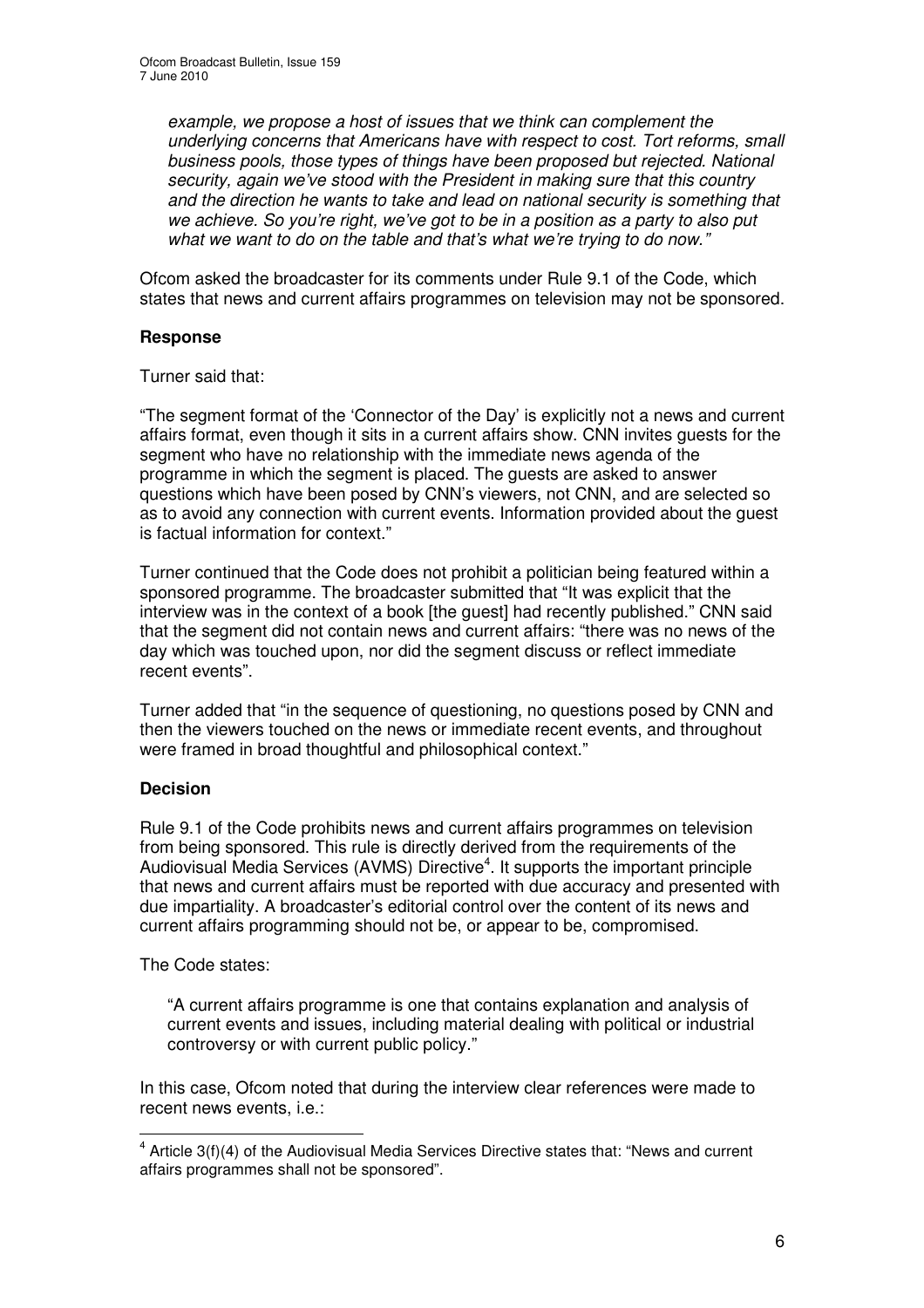*example, we propose a host of issues that we think can complement the underlying concerns that Americans have with respect to cost. Tort reforms, small business pools, those types of things have been proposed but rejected. National security, again we've stood with the President in making sure that this country and the direction he wants to take and lead on national security is something that we achieve. So you're right, we've got to be in a position as a party to also put what we want to do on the table and that's what we're trying to do now."*

Ofcom asked the broadcaster for its comments under Rule 9.1 of the Code, which states that news and current affairs programmes on television may not be sponsored.

**Response**

Turner said that:

"The segment format of the 'Connector of the Day' is explicitly not a news and current affairs format, even though it sits in a current affairs show. CNN invites guests for the segment who have no relationship with the immediate news agenda of the programme in which the segment is placed. The guests are asked to answer questions which have been posed by CNN's viewers, not CNN, and are selected so as to avoid any connection with current events. Information provided about the guest is factual information for context."

Turner continued that the Code does not prohibit a politician being featured within a sponsored programme. The broadcaster submitted that "It was explicit that the interview was in the context of a book [the guest] had recently published." CNN said that the segment did not contain news and current affairs: "there was no news of the day which was touched upon, nor did the segment discuss or reflect immediate recent events".

Turner added that "in the sequence of questioning, no questions posed by CNN and then the viewers touched on the news or immediate recent events, and throughout were framed in broad thoughtful and philosophical context."

**Decision**

Rule 9.1 of the Code prohibits news and current affairs programmes on television from being sponsored. This rule is directly derived from the requirements of the Audiovisual Media Services (AVMS) Directive[4]. It supports the important principle that news and current affairs must be reported with due accuracy and presented with due impartiality. A broadcaster's editorial control over the content of its news and current affairs programming should not be, or appear to be, compromised.

The Code states:

> "A current affairs programme is one that contains explanation and analysis of current events and issues, including material dealing with political or industrial controversy or with current public policy."

In this case, Ofcom noted that during the interview clear references were made to recent news events, i.e.:

---

[4] Article 3(f)(4) of the Audiovisual Media Services Directive states that: "News and current affairs programmes shall not be sponsored".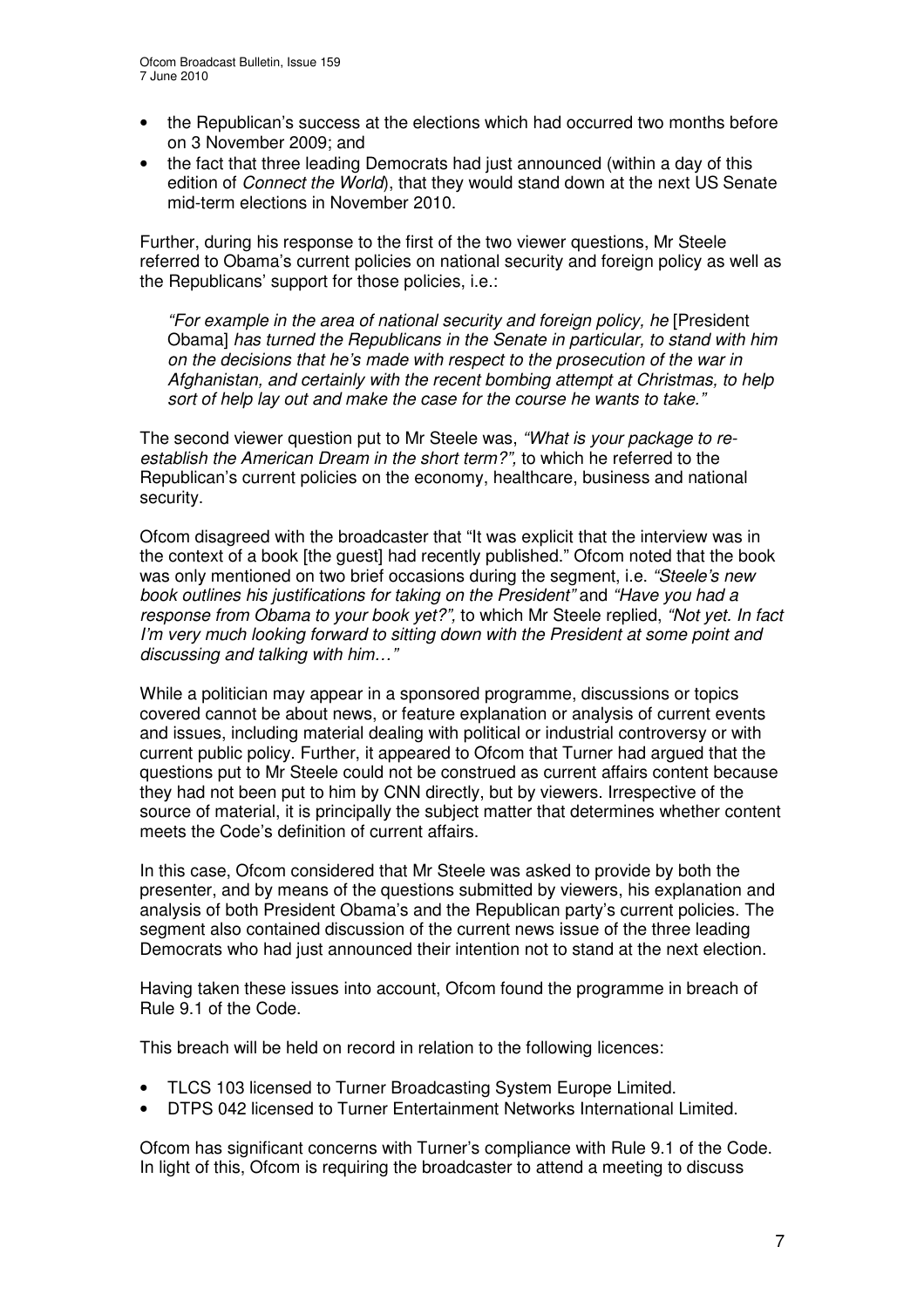- the Republican's success at the elections which had occurred two months before on 3 November 2009; and
- the fact that three leading Democrats had just announced (within a day of this edition of *Connect the World*), that they would stand down at the next US Senate mid-term elections in November 2010.

Further, during his response to the first of the two viewer questions, Mr Steele referred to Obama's current policies on national security and foreign policy as well as the Republicans' support for those policies, i.e.:

> *"For example in the area of national security and foreign policy, he* [President Obama] *has turned the Republicans in the Senate in particular, to stand with him on the decisions that he's made with respect to the prosecution of the war in Afghanistan, and certainly with the recent bombing attempt at Christmas, to help sort of help lay out and make the case for the course he wants to take."*

The second viewer question put to Mr Steele was, *"What is your package to re-establish the American Dream in the short term?",* to which he referred to the Republican's current policies on the economy, healthcare, business and national security.

Ofcom disagreed with the broadcaster that "It was explicit that the interview was in the context of a book [the guest] had recently published." Ofcom noted that the book was only mentioned on two brief occasions during the segment, i.e. *"Steele's new book outlines his justifications for taking on the President"* and *"Have you had a response from Obama to your book yet?"*, to which Mr Steele replied, *"Not yet. In fact I'm very much looking forward to sitting down with the President at some point and discussing and talking with him…"*

While a politician may appear in a sponsored programme, discussions or topics covered cannot be about news, or feature explanation or analysis of current events and issues, including material dealing with political or industrial controversy or with current public policy. Further, it appeared to Ofcom that Turner had argued that the questions put to Mr Steele could not be construed as current affairs content because they had not been put to him by CNN directly, but by viewers. Irrespective of the source of material, it is principally the subject matter that determines whether content meets the Code's definition of current affairs.

In this case, Ofcom considered that Mr Steele was asked to provide by both the presenter, and by means of the questions submitted by viewers, his explanation and analysis of both President Obama's and the Republican party's current policies. The segment also contained discussion of the current news issue of the three leading Democrats who had just announced their intention not to stand at the next election.

Having taken these issues into account, Ofcom found the programme in breach of Rule 9.1 of the Code.

This breach will be held on record in relation to the following licences:

- TLCS 103 licensed to Turner Broadcasting System Europe Limited.
- DTPS 042 licensed to Turner Entertainment Networks International Limited.

Ofcom has significant concerns with Turner's compliance with Rule 9.1 of the Code. In light of this, Ofcom is requiring the broadcaster to attend a meeting to discuss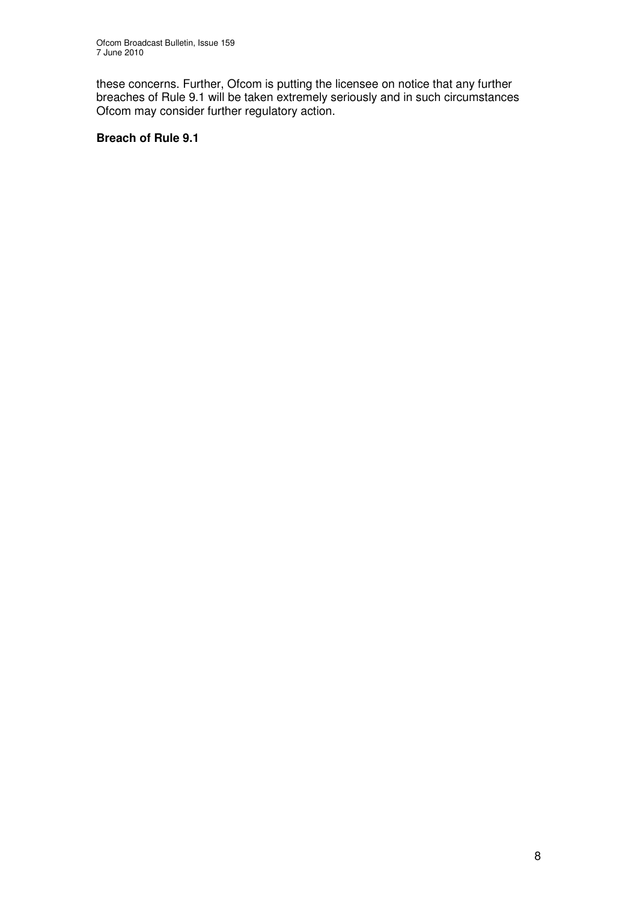these concerns. Further, Ofcom is putting the licensee on notice that any further breaches of Rule 9.1 will be taken extremely seriously and in such circumstances Ofcom may consider further regulatory action.

**Breach of Rule 9.1**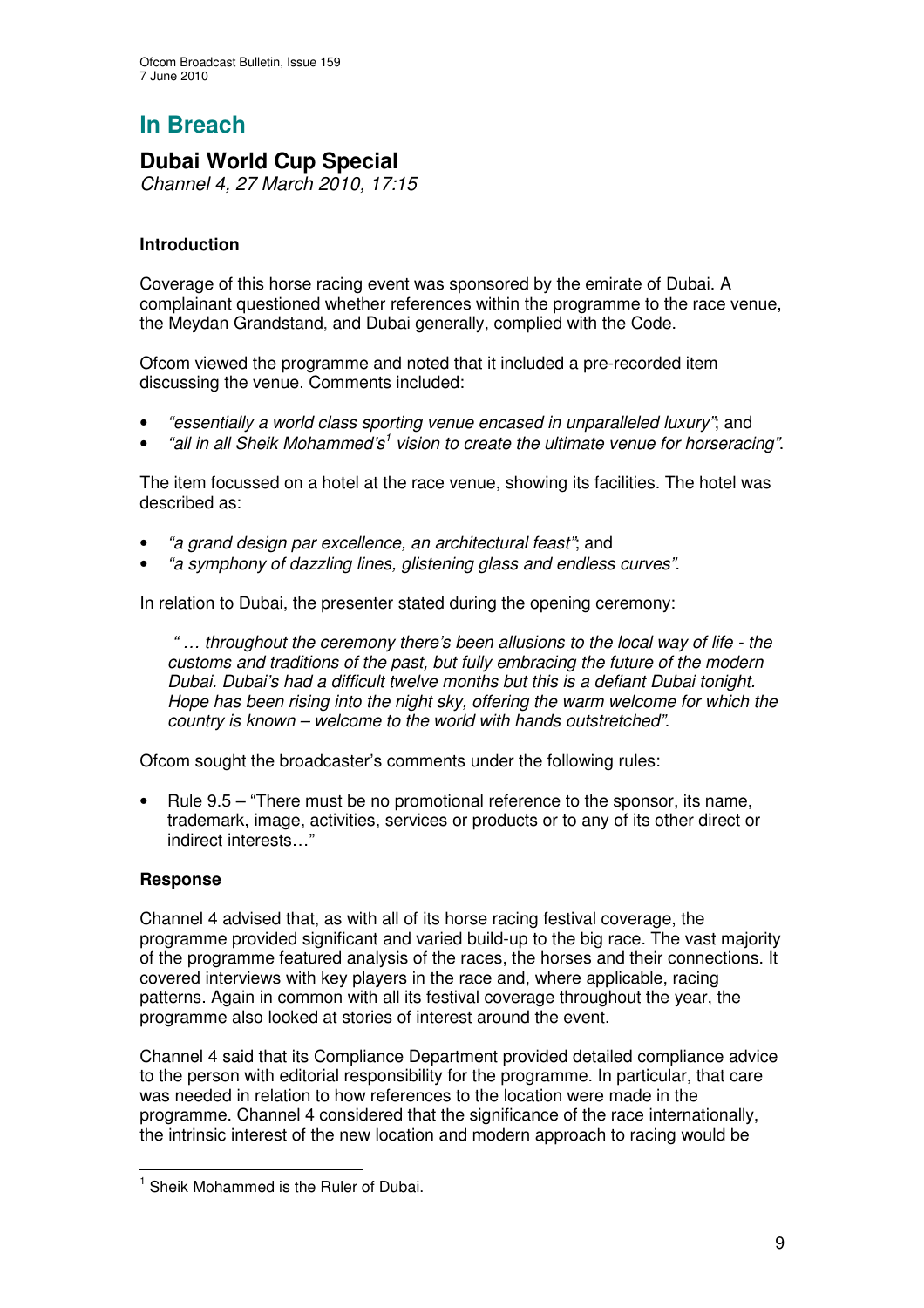# In Breach

## Dubai World Cup Special

*Channel 4, 27 March 2010, 17:15*

---

### Introduction

Coverage of this horse racing event was sponsored by the emirate of Dubai. A complainant questioned whether references within the programme to the race venue, the Meydan Grandstand, and Dubai generally, complied with the Code.

Ofcom viewed the programme and noted that it included a pre-recorded item discussing the venue. Comments included:

- *"essentially a world class sporting venue encased in unparalleled luxury"*; and
- *"all in all Sheik Mohammed's[1] vision to create the ultimate venue for horseracing"*.

The item focussed on a hotel at the race venue, showing its facilities. The hotel was described as:

- *"a grand design par excellence, an architectural feast"*; and
- *"a symphony of dazzling lines, glistening glass and endless curves"*.

In relation to Dubai, the presenter stated during the opening ceremony:

> *" … throughout the ceremony there's been allusions to the local way of life - the customs and traditions of the past, but fully embracing the future of the modern Dubai. Dubai's had a difficult twelve months but this is a defiant Dubai tonight. Hope has been rising into the night sky, offering the warm welcome for which the country is known – welcome to the world with hands outstretched"*.

Ofcom sought the broadcaster's comments under the following rules:

- Rule 9.5 – "There must be no promotional reference to the sponsor, its name, trademark, image, activities, services or products or to any of its other direct or indirect interests…"

### Response

Channel 4 advised that, as with all of its horse racing festival coverage, the programme provided significant and varied build-up to the big race. The vast majority of the programme featured analysis of the races, the horses and their connections. It covered interviews with key players in the race and, where applicable, racing patterns. Again in common with all its festival coverage throughout the year, the programme also looked at stories of interest around the event.

Channel 4 said that its Compliance Department provided detailed compliance advice to the person with editorial responsibility for the programme. In particular, that care was needed in relation to how references to the location were made in the programme. Channel 4 considered that the significance of the race internationally, the intrinsic interest of the new location and modern approach to racing would be

---

[1] Sheik Mohammed is the Ruler of Dubai.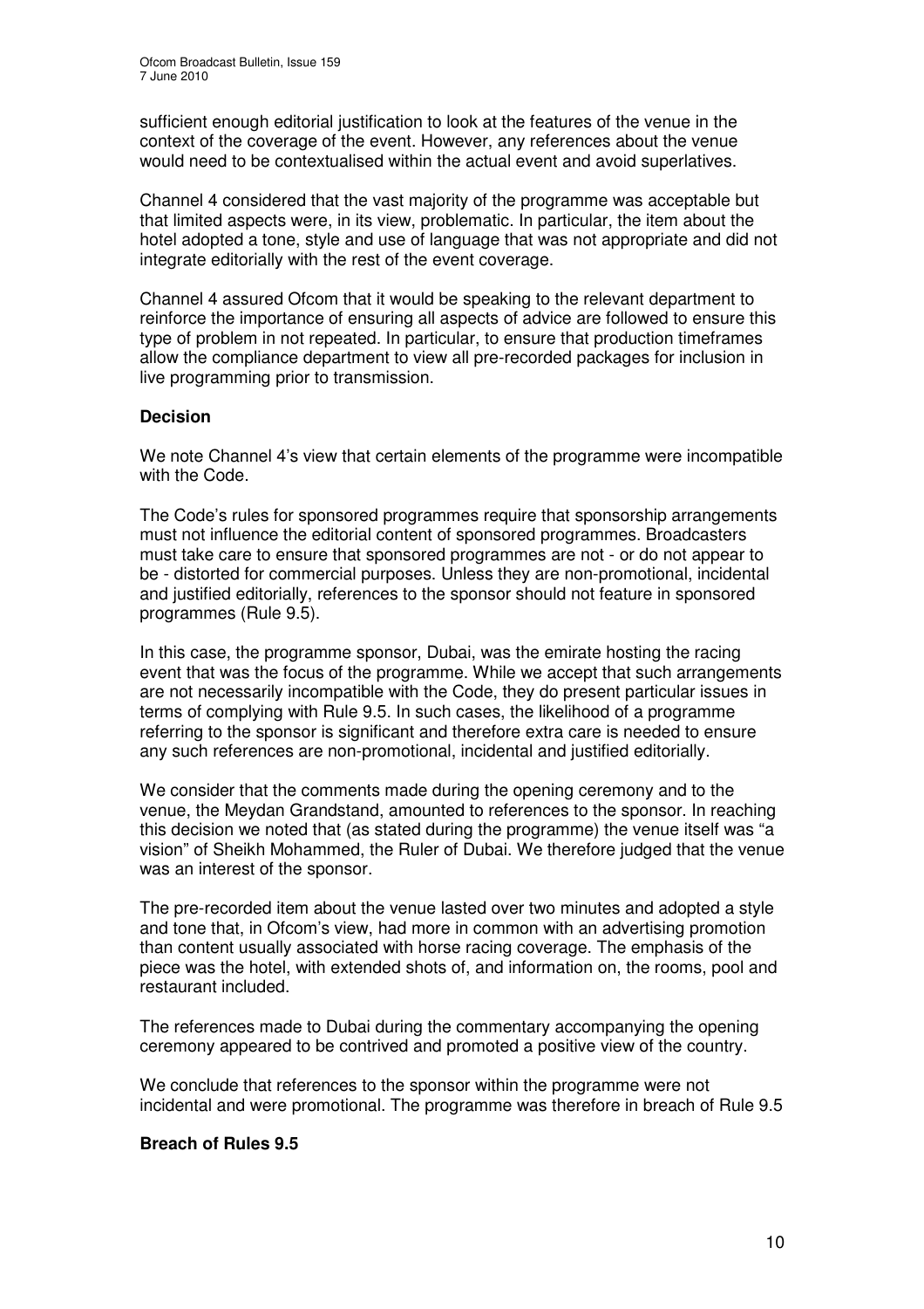sufficient enough editorial justification to look at the features of the venue in the context of the coverage of the event. However, any references about the venue would need to be contextualised within the actual event and avoid superlatives.

Channel 4 considered that the vast majority of the programme was acceptable but that limited aspects were, in its view, problematic. In particular, the item about the hotel adopted a tone, style and use of language that was not appropriate and did not integrate editorially with the rest of the event coverage.

Channel 4 assured Ofcom that it would be speaking to the relevant department to reinforce the importance of ensuring all aspects of advice are followed to ensure this type of problem in not repeated. In particular, to ensure that production timeframes allow the compliance department to view all pre-recorded packages for inclusion in live programming prior to transmission.

**Decision**

We note Channel 4's view that certain elements of the programme were incompatible with the Code.

The Code's rules for sponsored programmes require that sponsorship arrangements must not influence the editorial content of sponsored programmes. Broadcasters must take care to ensure that sponsored programmes are not - or do not appear to be - distorted for commercial purposes. Unless they are non-promotional, incidental and justified editorially, references to the sponsor should not feature in sponsored programmes (Rule 9.5).

In this case, the programme sponsor, Dubai, was the emirate hosting the racing event that was the focus of the programme. While we accept that such arrangements are not necessarily incompatible with the Code, they do present particular issues in terms of complying with Rule 9.5. In such cases, the likelihood of a programme referring to the sponsor is significant and therefore extra care is needed to ensure any such references are non-promotional, incidental and justified editorially.

We consider that the comments made during the opening ceremony and to the venue, the Meydan Grandstand, amounted to references to the sponsor. In reaching this decision we noted that (as stated during the programme) the venue itself was "a vision" of Sheikh Mohammed, the Ruler of Dubai. We therefore judged that the venue was an interest of the sponsor.

The pre-recorded item about the venue lasted over two minutes and adopted a style and tone that, in Ofcom's view, had more in common with an advertising promotion than content usually associated with horse racing coverage. The emphasis of the piece was the hotel, with extended shots of, and information on, the rooms, pool and restaurant included.

The references made to Dubai during the commentary accompanying the opening ceremony appeared to be contrived and promoted a positive view of the country.

We conclude that references to the sponsor within the programme were not incidental and were promotional. The programme was therefore in breach of Rule 9.5

**Breach of Rules 9.5**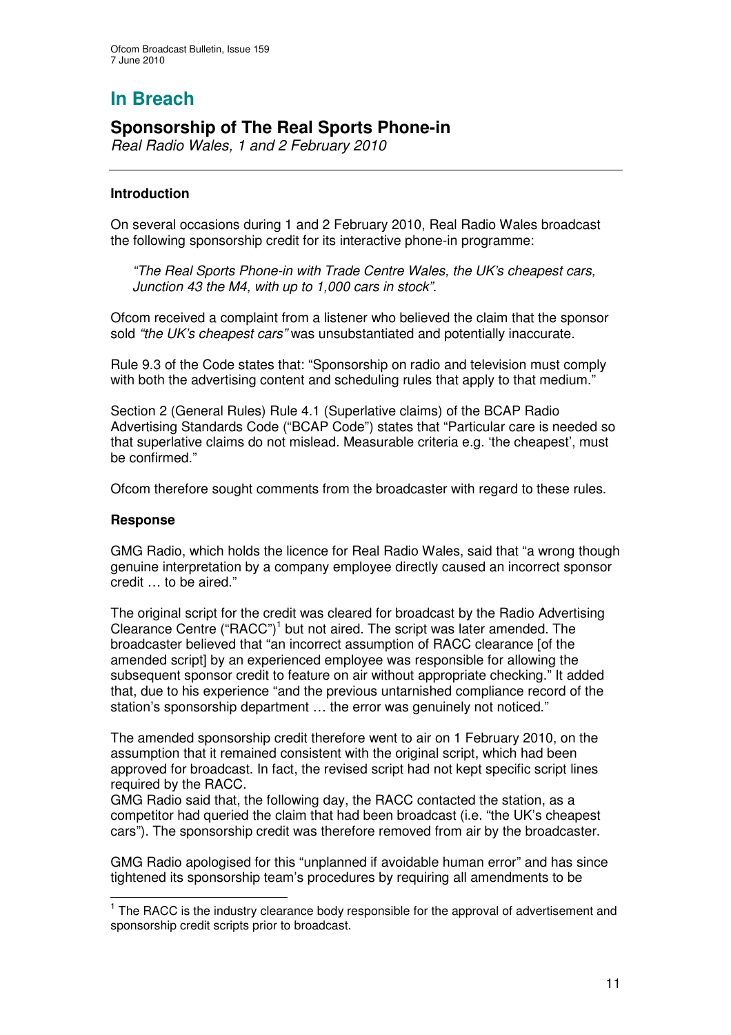# In Breach

## Sponsorship of The Real Sports Phone-in

*Real Radio Wales, 1 and 2 February 2010*

### Introduction

On several occasions during 1 and 2 February 2010, Real Radio Wales broadcast the following sponsorship credit for its interactive phone-in programme:

> *"The Real Sports Phone-in with Trade Centre Wales, the UK's cheapest cars, Junction 43 the M4, with up to 1,000 cars in stock".*

Ofcom received a complaint from a listener who believed the claim that the sponsor sold *"the UK's cheapest cars"* was unsubstantiated and potentially inaccurate.

Rule 9.3 of the Code states that: "Sponsorship on radio and television must comply with both the advertising content and scheduling rules that apply to that medium."

Section 2 (General Rules) Rule 4.1 (Superlative claims) of the BCAP Radio Advertising Standards Code ("BCAP Code") states that "Particular care is needed so that superlative claims do not mislead. Measurable criteria e.g. 'the cheapest', must be confirmed."

Ofcom therefore sought comments from the broadcaster with regard to these rules.

### Response

GMG Radio, which holds the licence for Real Radio Wales, said that "a wrong though genuine interpretation by a company employee directly caused an incorrect sponsor credit … to be aired."

The original script for the credit was cleared for broadcast by the Radio Advertising Clearance Centre ("RACC")[1] but not aired. The script was later amended. The broadcaster believed that "an incorrect assumption of RACC clearance [of the amended script] by an experienced employee was responsible for allowing the subsequent sponsor credit to feature on air without appropriate checking." It added that, due to his experience "and the previous untarnished compliance record of the station's sponsorship department … the error was genuinely not noticed."

The amended sponsorship credit therefore went to air on 1 February 2010, on the assumption that it remained consistent with the original script, which had been approved for broadcast. In fact, the revised script had not kept specific script lines required by the RACC.

GMG Radio said that, the following day, the RACC contacted the station, as a competitor had queried the claim that had been broadcast (i.e. "the UK's cheapest cars"). The sponsorship credit was therefore removed from air by the broadcaster.

GMG Radio apologised for this "unplanned if avoidable human error" and has since tightened its sponsorship team's procedures by requiring all amendments to be

[1] The RACC is the industry clearance body responsible for the approval of advertisement and sponsorship credit scripts prior to broadcast.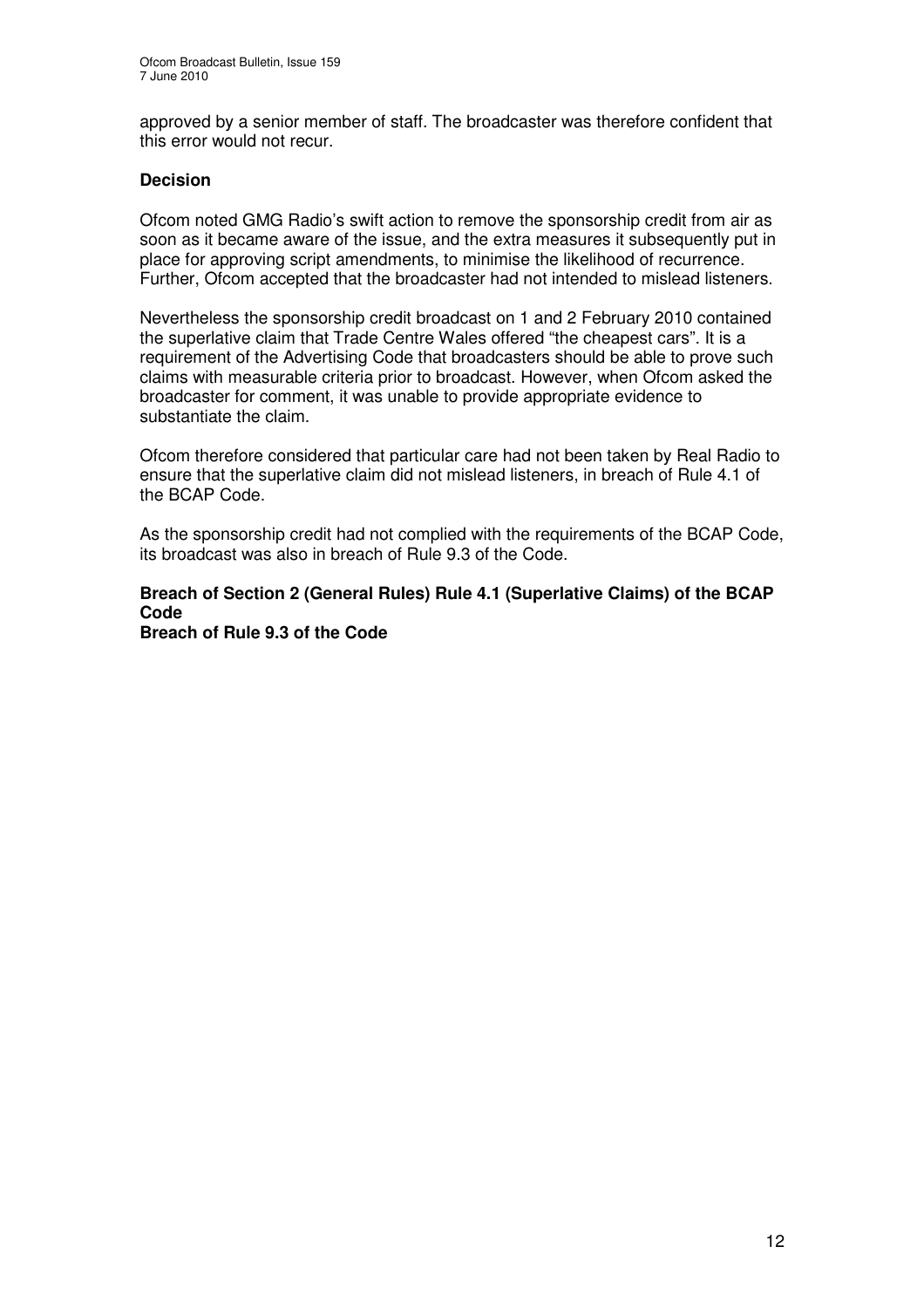approved by a senior member of staff. The broadcaster was therefore confident that this error would not recur.

**Decision**

Ofcom noted GMG Radio's swift action to remove the sponsorship credit from air as soon as it became aware of the issue, and the extra measures it subsequently put in place for approving script amendments, to minimise the likelihood of recurrence. Further, Ofcom accepted that the broadcaster had not intended to mislead listeners.

Nevertheless the sponsorship credit broadcast on 1 and 2 February 2010 contained the superlative claim that Trade Centre Wales offered "the cheapest cars". It is a requirement of the Advertising Code that broadcasters should be able to prove such claims with measurable criteria prior to broadcast. However, when Ofcom asked the broadcaster for comment, it was unable to provide appropriate evidence to substantiate the claim.

Ofcom therefore considered that particular care had not been taken by Real Radio to ensure that the superlative claim did not mislead listeners, in breach of Rule 4.1 of the BCAP Code.

As the sponsorship credit had not complied with the requirements of the BCAP Code, its broadcast was also in breach of Rule 9.3 of the Code.

**Breach of Section 2 (General Rules) Rule 4.1 (Superlative Claims) of the BCAP Code**
**Breach of Rule 9.3 of the Code**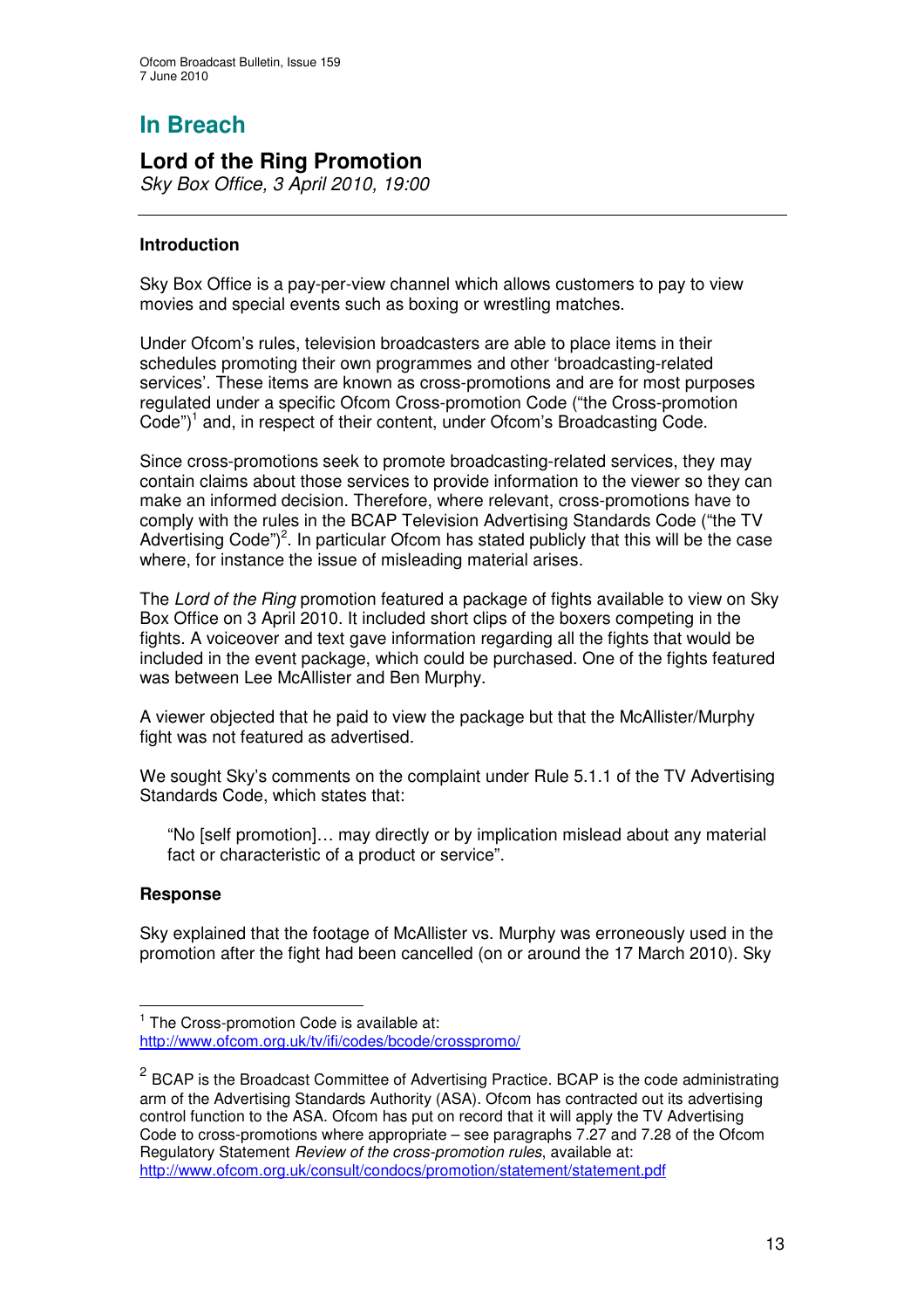# In Breach

## Lord of the Ring Promotion

*Sky Box Office, 3 April 2010, 19:00*

---

### Introduction

Sky Box Office is a pay-per-view channel which allows customers to pay to view movies and special events such as boxing or wrestling matches.

Under Ofcom's rules, television broadcasters are able to place items in their schedules promoting their own programmes and other 'broadcasting-related services'. These items are known as cross-promotions and are for most purposes regulated under a specific Ofcom Cross-promotion Code ("the Cross-promotion Code")[1] and, in respect of their content, under Ofcom's Broadcasting Code.

Since cross-promotions seek to promote broadcasting-related services, they may contain claims about those services to provide information to the viewer so they can make an informed decision. Therefore, where relevant, cross-promotions have to comply with the rules in the BCAP Television Advertising Standards Code ("the TV Advertising Code")[2]. In particular Ofcom has stated publicly that this will be the case where, for instance the issue of misleading material arises.

The *Lord of the Ring* promotion featured a package of fights available to view on Sky Box Office on 3 April 2010. It included short clips of the boxers competing in the fights. A voiceover and text gave information regarding all the fights that would be included in the event package, which could be purchased. One of the fights featured was between Lee McAllister and Ben Murphy.

A viewer objected that he paid to view the package but that the McAllister/Murphy fight was not featured as advertised.

We sought Sky's comments on the complaint under Rule 5.1.1 of the TV Advertising Standards Code, which states that:

> "No [self promotion]… may directly or by implication mislead about any material fact or characteristic of a product or service".

### Response

Sky explained that the footage of McAllister vs. Murphy was erroneously used in the promotion after the fight had been cancelled (on or around the 17 March 2010). Sky

---

[1] The Cross-promotion Code is available at: http://www.ofcom.org.uk/tv/ifi/codes/bcode/crosspromo/

[2] BCAP is the Broadcast Committee of Advertising Practice. BCAP is the code administrating arm of the Advertising Standards Authority (ASA). Ofcom has contracted out its advertising control function to the ASA. Ofcom has put on record that it will apply the TV Advertising Code to cross-promotions where appropriate – see paragraphs 7.27 and 7.28 of the Ofcom Regulatory Statement *Review of the cross-promotion rules*, available at: http://www.ofcom.org.uk/consult/condocs/promotion/statement/statement.pdf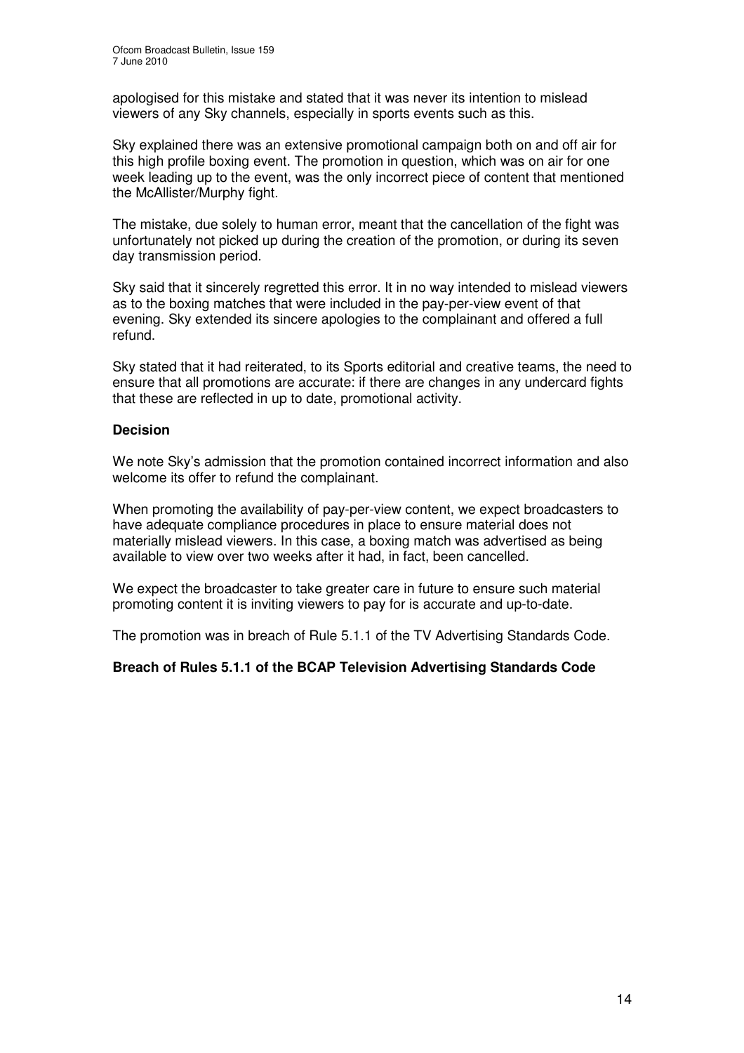apologised for this mistake and stated that it was never its intention to mislead viewers of any Sky channels, especially in sports events such as this.

Sky explained there was an extensive promotional campaign both on and off air for this high profile boxing event. The promotion in question, which was on air for one week leading up to the event, was the only incorrect piece of content that mentioned the McAllister/Murphy fight.

The mistake, due solely to human error, meant that the cancellation of the fight was unfortunately not picked up during the creation of the promotion, or during its seven day transmission period.

Sky said that it sincerely regretted this error. It in no way intended to mislead viewers as to the boxing matches that were included in the pay-per-view event of that evening. Sky extended its sincere apologies to the complainant and offered a full refund.

Sky stated that it had reiterated, to its Sports editorial and creative teams, the need to ensure that all promotions are accurate: if there are changes in any undercard fights that these are reflected in up to date, promotional activity.

**Decision**

We note Sky's admission that the promotion contained incorrect information and also welcome its offer to refund the complainant.

When promoting the availability of pay-per-view content, we expect broadcasters to have adequate compliance procedures in place to ensure material does not materially mislead viewers. In this case, a boxing match was advertised as being available to view over two weeks after it had, in fact, been cancelled.

We expect the broadcaster to take greater care in future to ensure such material promoting content it is inviting viewers to pay for is accurate and up-to-date.

The promotion was in breach of Rule 5.1.1 of the TV Advertising Standards Code.

**Breach of Rules 5.1.1 of the BCAP Television Advertising Standards Code**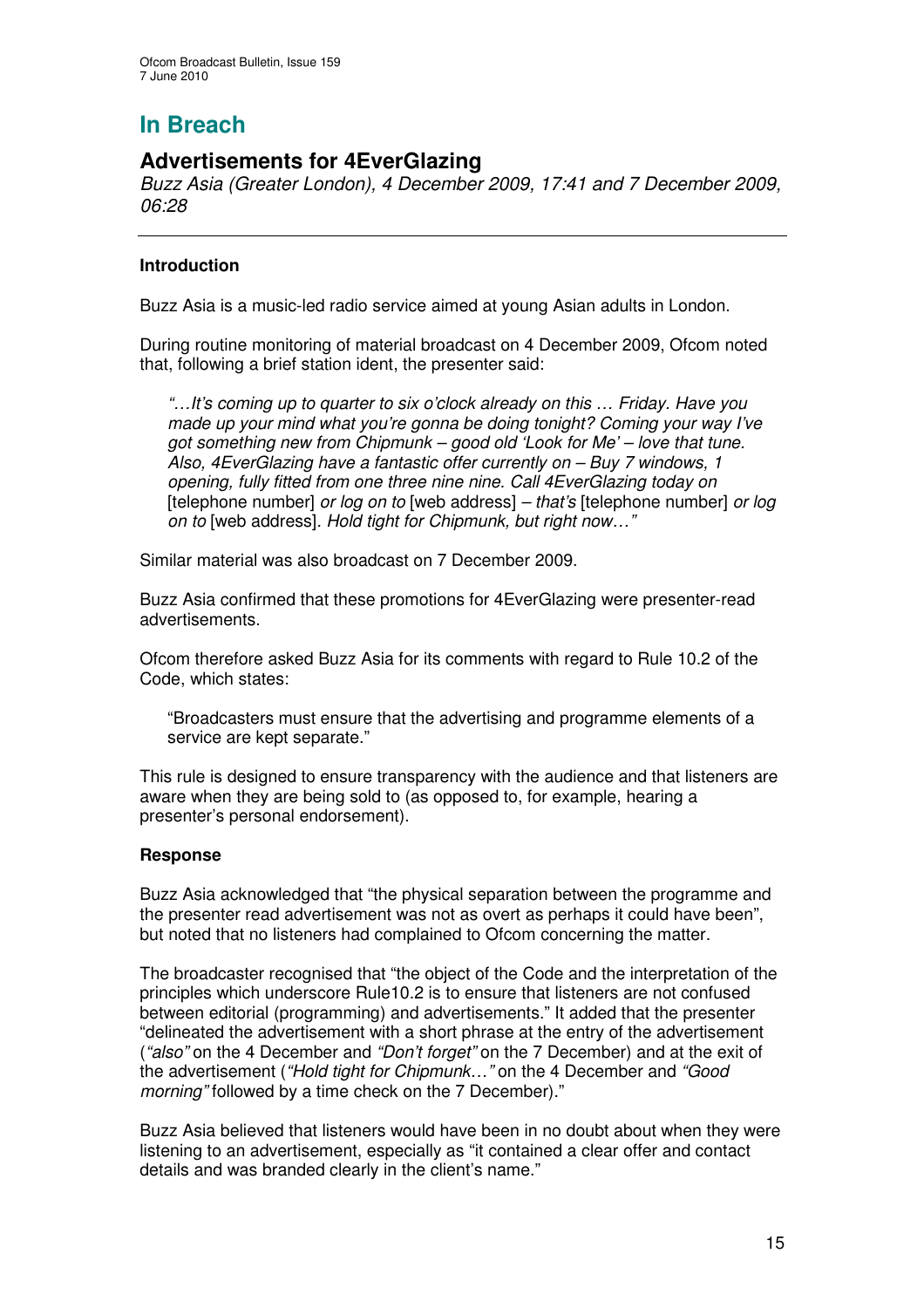# In Breach

## Advertisements for 4EverGlazing

*Buzz Asia (Greater London), 4 December 2009, 17:41 and 7 December 2009, 06:28*

---

### Introduction

Buzz Asia is a music-led radio service aimed at young Asian adults in London.

During routine monitoring of material broadcast on 4 December 2009, Ofcom noted that, following a brief station ident, the presenter said:

> *"…It's coming up to quarter to six o'clock already on this … Friday. Have you made up your mind what you're gonna be doing tonight? Coming your way I've got something new from Chipmunk – good old 'Look for Me' – love that tune. Also, 4EverGlazing have a fantastic offer currently on – Buy 7 windows, 1 opening, fully fitted from one three nine nine. Call 4EverGlazing today on* [telephone number] *or log on to* [web address] *– that's* [telephone number] *or log on to* [web address]*. Hold tight for Chipmunk, but right now…"*

Similar material was also broadcast on 7 December 2009.

Buzz Asia confirmed that these promotions for 4EverGlazing were presenter-read advertisements.

Ofcom therefore asked Buzz Asia for its comments with regard to Rule 10.2 of the Code, which states:

> "Broadcasters must ensure that the advertising and programme elements of a service are kept separate."

This rule is designed to ensure transparency with the audience and that listeners are aware when they are being sold to (as opposed to, for example, hearing a presenter's personal endorsement).

### Response

Buzz Asia acknowledged that "the physical separation between the programme and the presenter read advertisement was not as overt as perhaps it could have been", but noted that no listeners had complained to Ofcom concerning the matter.

The broadcaster recognised that "the object of the Code and the interpretation of the principles which underscore Rule10.2 is to ensure that listeners are not confused between editorial (programming) and advertisements." It added that the presenter "delineated the advertisement with a short phrase at the entry of the advertisement (*"also"* on the 4 December and *"Don't forget"* on the 7 December) and at the exit of the advertisement (*"Hold tight for Chipmunk…"* on the 4 December and *"Good morning"* followed by a time check on the 7 December)."

Buzz Asia believed that listeners would have been in no doubt about when they were listening to an advertisement, especially as "it contained a clear offer and contact details and was branded clearly in the client's name."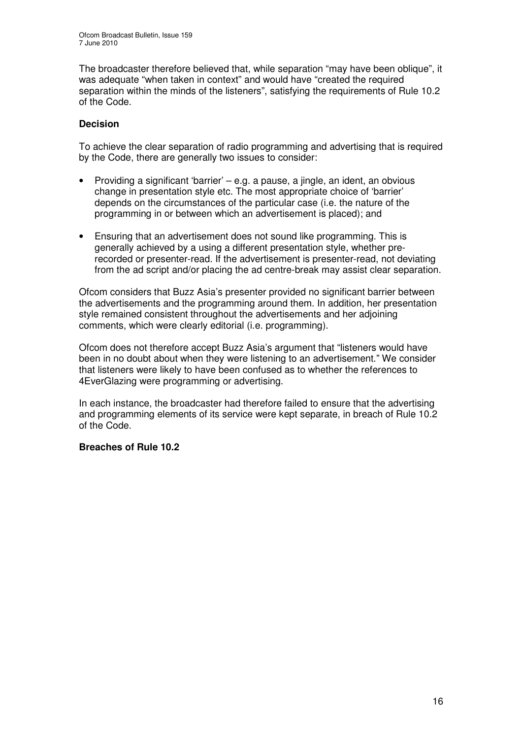The broadcaster therefore believed that, while separation "may have been oblique", it was adequate "when taken in context" and would have "created the required separation within the minds of the listeners", satisfying the requirements of Rule 10.2 of the Code.

**Decision**

To achieve the clear separation of radio programming and advertising that is required by the Code, there are generally two issues to consider:

- Providing a significant 'barrier' – e.g. a pause, a jingle, an ident, an obvious change in presentation style etc. The most appropriate choice of 'barrier' depends on the circumstances of the particular case (i.e. the nature of the programming in or between which an advertisement is placed); and
- Ensuring that an advertisement does not sound like programming. This is generally achieved by a using a different presentation style, whether pre-recorded or presenter-read. If the advertisement is presenter-read, not deviating from the ad script and/or placing the ad centre-break may assist clear separation.

Ofcom considers that Buzz Asia's presenter provided no significant barrier between the advertisements and the programming around them. In addition, her presentation style remained consistent throughout the advertisements and her adjoining comments, which were clearly editorial (i.e. programming).

Ofcom does not therefore accept Buzz Asia's argument that "listeners would have been in no doubt about when they were listening to an advertisement." We consider that listeners were likely to have been confused as to whether the references to 4EverGlazing were programming or advertising.

In each instance, the broadcaster had therefore failed to ensure that the advertising and programming elements of its service were kept separate, in breach of Rule 10.2 of the Code.

**Breaches of Rule 10.2**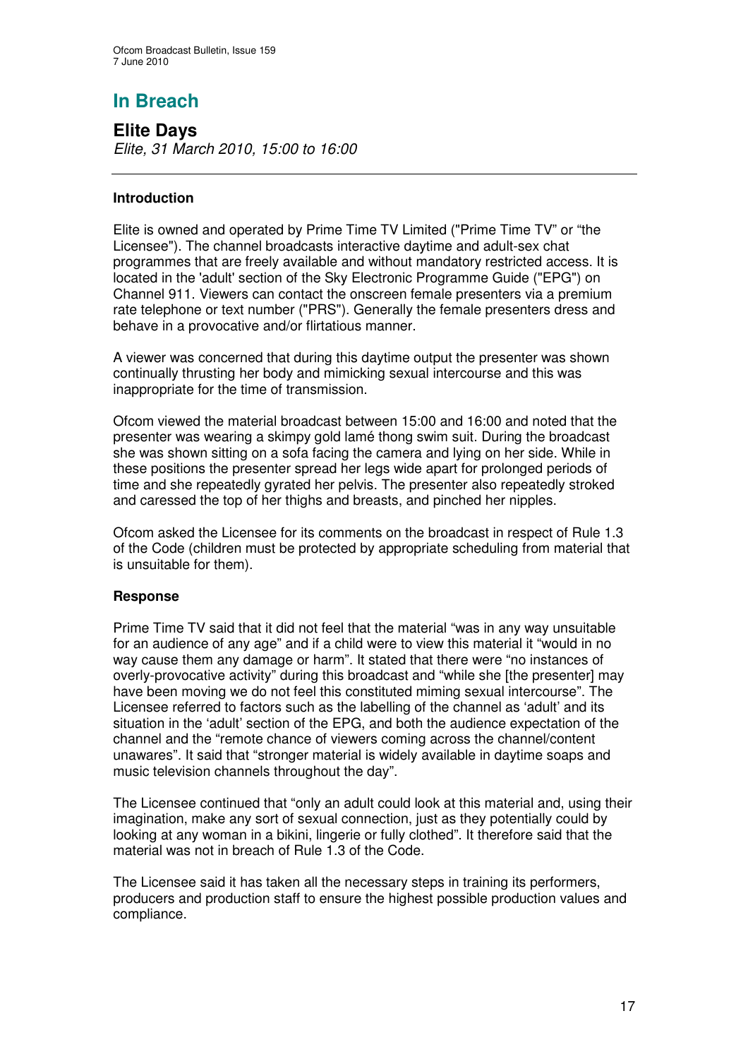# In Breach

## Elite Days

*Elite, 31 March 2010, 15:00 to 16:00*

---

### Introduction

Elite is owned and operated by Prime Time TV Limited ("Prime Time TV" or "the Licensee"). The channel broadcasts interactive daytime and adult-sex chat programmes that are freely available and without mandatory restricted access. It is located in the 'adult' section of the Sky Electronic Programme Guide ("EPG") on Channel 911. Viewers can contact the onscreen female presenters via a premium rate telephone or text number ("PRS"). Generally the female presenters dress and behave in a provocative and/or flirtatious manner.

A viewer was concerned that during this daytime output the presenter was shown continually thrusting her body and mimicking sexual intercourse and this was inappropriate for the time of transmission.

Ofcom viewed the material broadcast between 15:00 and 16:00 and noted that the presenter was wearing a skimpy gold lamé thong swim suit. During the broadcast she was shown sitting on a sofa facing the camera and lying on her side. While in these positions the presenter spread her legs wide apart for prolonged periods of time and she repeatedly gyrated her pelvis. The presenter also repeatedly stroked and caressed the top of her thighs and breasts, and pinched her nipples.

Ofcom asked the Licensee for its comments on the broadcast in respect of Rule 1.3 of the Code (children must be protected by appropriate scheduling from material that is unsuitable for them).

### Response

Prime Time TV said that it did not feel that the material "was in any way unsuitable for an audience of any age" and if a child were to view this material it "would in no way cause them any damage or harm". It stated that there were "no instances of overly-provocative activity" during this broadcast and "while she [the presenter] may have been moving we do not feel this constituted miming sexual intercourse". The Licensee referred to factors such as the labelling of the channel as 'adult' and its situation in the 'adult' section of the EPG, and both the audience expectation of the channel and the "remote chance of viewers coming across the channel/content unawares". It said that "stronger material is widely available in daytime soaps and music television channels throughout the day".

The Licensee continued that "only an adult could look at this material and, using their imagination, make any sort of sexual connection, just as they potentially could by looking at any woman in a bikini, lingerie or fully clothed". It therefore said that the material was not in breach of Rule 1.3 of the Code.

The Licensee said it has taken all the necessary steps in training its performers, producers and production staff to ensure the highest possible production values and compliance.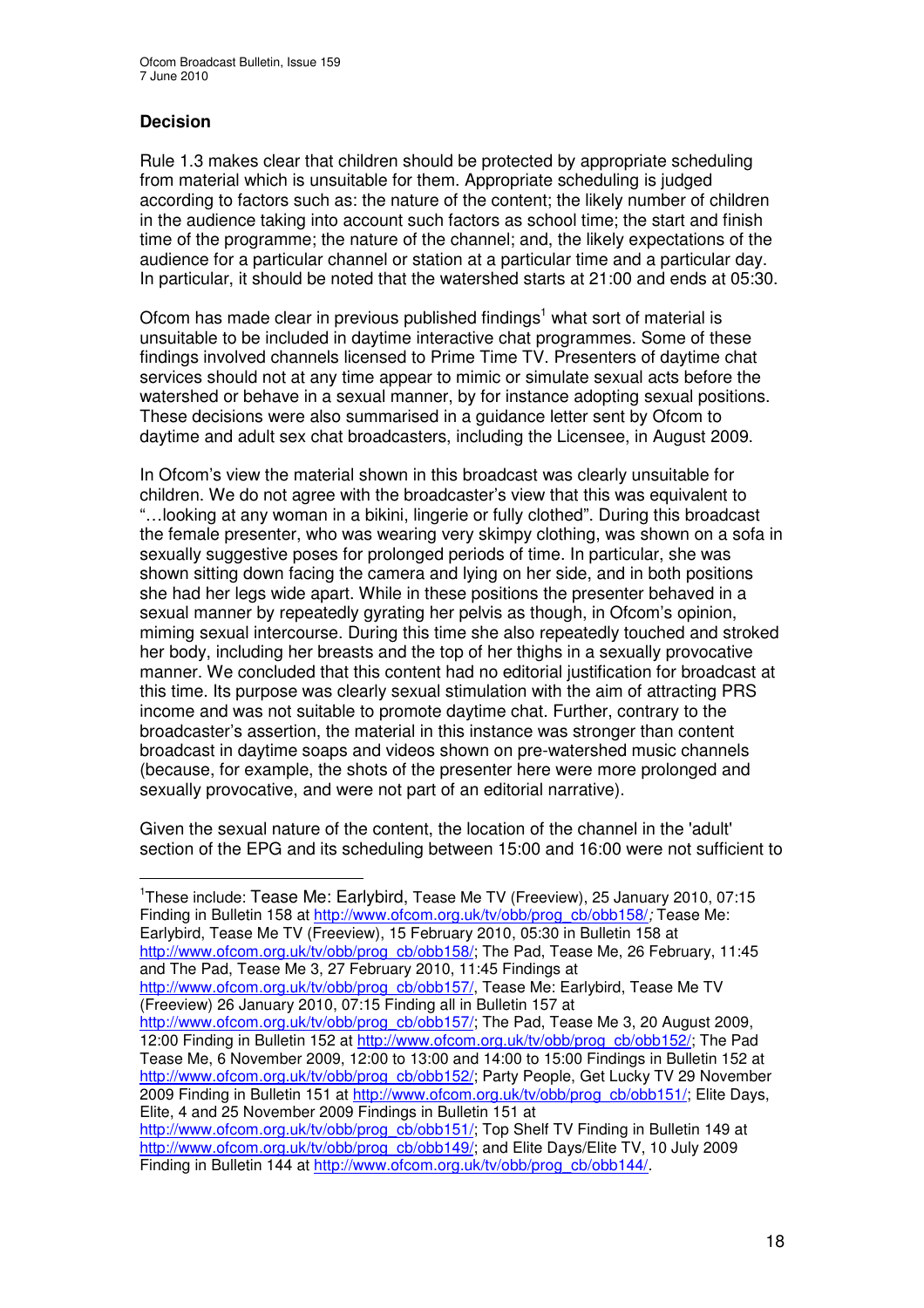### Decision

Rule 1.3 makes clear that children should be protected by appropriate scheduling from material which is unsuitable for them. Appropriate scheduling is judged according to factors such as: the nature of the content; the likely number of children in the audience taking into account such factors as school time; the start and finish time of the programme; the nature of the channel; and, the likely expectations of the audience for a particular channel or station at a particular time and a particular day. In particular, it should be noted that the watershed starts at 21:00 and ends at 05:30.

Ofcom has made clear in previous published findings[1] what sort of material is unsuitable to be included in daytime interactive chat programmes. Some of these findings involved channels licensed to Prime Time TV. Presenters of daytime chat services should not at any time appear to mimic or simulate sexual acts before the watershed or behave in a sexual manner, for instance adopting sexual positions. These decisions were also summarised in a guidance letter sent by Ofcom to daytime and adult sex chat broadcasters, including the Licensee, in August 2009.

In Ofcom's view the material shown in this broadcast was clearly unsuitable for children. We do not agree with the broadcaster's view that this was equivalent to "…looking at any woman in a bikini, lingerie or fully clothed". During this broadcast the female presenter, who was wearing very skimpy clothing, was shown on a sofa in sexually suggestive poses for prolonged periods of time. In particular, she was shown sitting down facing the camera and lying on her side, and in both positions she had her legs wide apart. While in these positions the presenter behaved in a sexual manner by repeatedly gyrating her pelvis as though, in Ofcom's opinion, miming sexual intercourse. During this time she also repeatedly touched and stroked her body, including her breasts and the top of her thighs in a sexually provocative manner. We concluded that this content had no editorial justification for broadcast at this time. Its purpose was clearly sexual stimulation with the aim of attracting PRS income and was not suitable to promote daytime chat. Further, contrary to the broadcaster's assertion, the material in this instance was stronger than content broadcast in daytime soaps and videos shown on pre-watershed music channels (because, for example, the shots of the presenter here were more prolonged and sexually provocative, and were not part of an editorial narrative).

Given the sexual nature of the content, the location of the channel in the 'adult' section of the EPG and its scheduling between 15:00 and 16:00 were not sufficient to

---

[1] These include: Tease Me: Earlybird, Tease Me TV (Freeview), 25 January 2010, 07:15 Finding in Bulletin 158 at http://www.ofcom.org.uk/tv/obb/prog_cb/obb158/; Tease Me: Earlybird, Tease Me TV (Freeview), 15 February 2010, 05:30 in Bulletin 158 at http://www.ofcom.org.uk/tv/obb/prog_cb/obb158/; The Pad, Tease Me, 26 February, 11:45 and The Pad, Tease Me 3, 27 February 2010, 11:45 Findings at http://www.ofcom.org.uk/tv/obb/prog_cb/obb157/, Tease Me: Earlybird, Tease Me TV (Freeview) 26 January 2010, 07:15 Finding all in Bulletin 157 at http://www.ofcom.org.uk/tv/obb/prog_cb/obb157/; The Pad, Tease Me 3, 20 August 2009, 12:00 Finding in Bulletin 152 at http://www.ofcom.org.uk/tv/obb/prog_cb/obb152/; The Pad Tease Me, 6 November 2009, 12:00 to 13:00 and 14:00 to 15:00 Findings in Bulletin 152 at http://www.ofcom.org.uk/tv/obb/prog_cb/obb152/; Party People, Get Lucky TV 29 November 2009 Finding in Bulletin 151 at http://www.ofcom.org.uk/tv/obb/prog_cb/obb151/; Elite Days, Elite, 4 and 25 November 2009 Findings in Bulletin 151 at http://www.ofcom.org.uk/tv/obb/prog_cb/obb151/; Top Shelf TV Finding in Bulletin 149 at http://www.ofcom.org.uk/tv/obb/prog_cb/obb149/; and Elite Days/Elite TV, 10 July 2009 Finding in Bulletin 144 at http://www.ofcom.org.uk/tv/obb/prog_cb/obb144/.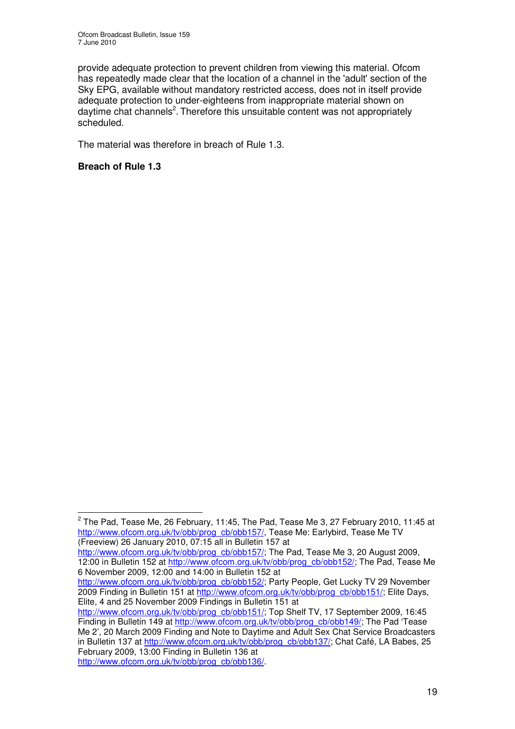provide adequate protection to prevent children from viewing this material. Ofcom has repeatedly made clear that the location of a channel in the 'adult' section of the Sky EPG, available without mandatory restricted access, does not in itself provide adequate protection to under-eighteens from inappropriate material shown on daytime chat channels[2]. Therefore this unsuitable content was not appropriately scheduled.

The material was therefore in breach of Rule 1.3.

**Breach of Rule 1.3**

---

[2] The Pad, Tease Me, 26 February, 11:45, The Pad, Tease Me 3, 27 February 2010, 11:45 at http://www.ofcom.org.uk/tv/obb/prog_cb/obb157/, Tease Me: Earlybird, Tease Me TV (Freeview) 26 January 2010, 07:15 all in Bulletin 157 at http://www.ofcom.org.uk/tv/obb/prog_cb/obb157/; The Pad, Tease Me 3, 20 August 2009, 12:00 in Bulletin 152 at http://www.ofcom.org.uk/tv/obb/prog_cb/obb152/; The Pad, Tease Me 6 November 2009, 12:00 and 14:00 in Bulletin 152 at http://www.ofcom.org.uk/tv/obb/prog_cb/obb152/; Party People, Get Lucky TV 29 November 2009 Finding in Bulletin 151 at http://www.ofcom.org.uk/tv/obb/prog_cb/obb151/; Elite Days, Elite, 4 and 25 November 2009 Findings in Bulletin 151 at http://www.ofcom.org.uk/tv/obb/prog_cb/obb151/; Top Shelf TV, 17 September 2009, 16:45 Finding in Bulletin 149 at http://www.ofcom.org.uk/tv/obb/prog_cb/obb149/; The Pad 'Tease Me 2', 20 March 2009 Finding and Note to Daytime and Adult Sex Chat Service Broadcasters in Bulletin 137 at http://www.ofcom.org.uk/tv/obb/prog_cb/obb137/; Chat Café, LA Babes, 25 February 2009, 13:00 Finding in Bulletin 136 at http://www.ofcom.org.uk/tv/obb/prog_cb/obb136/.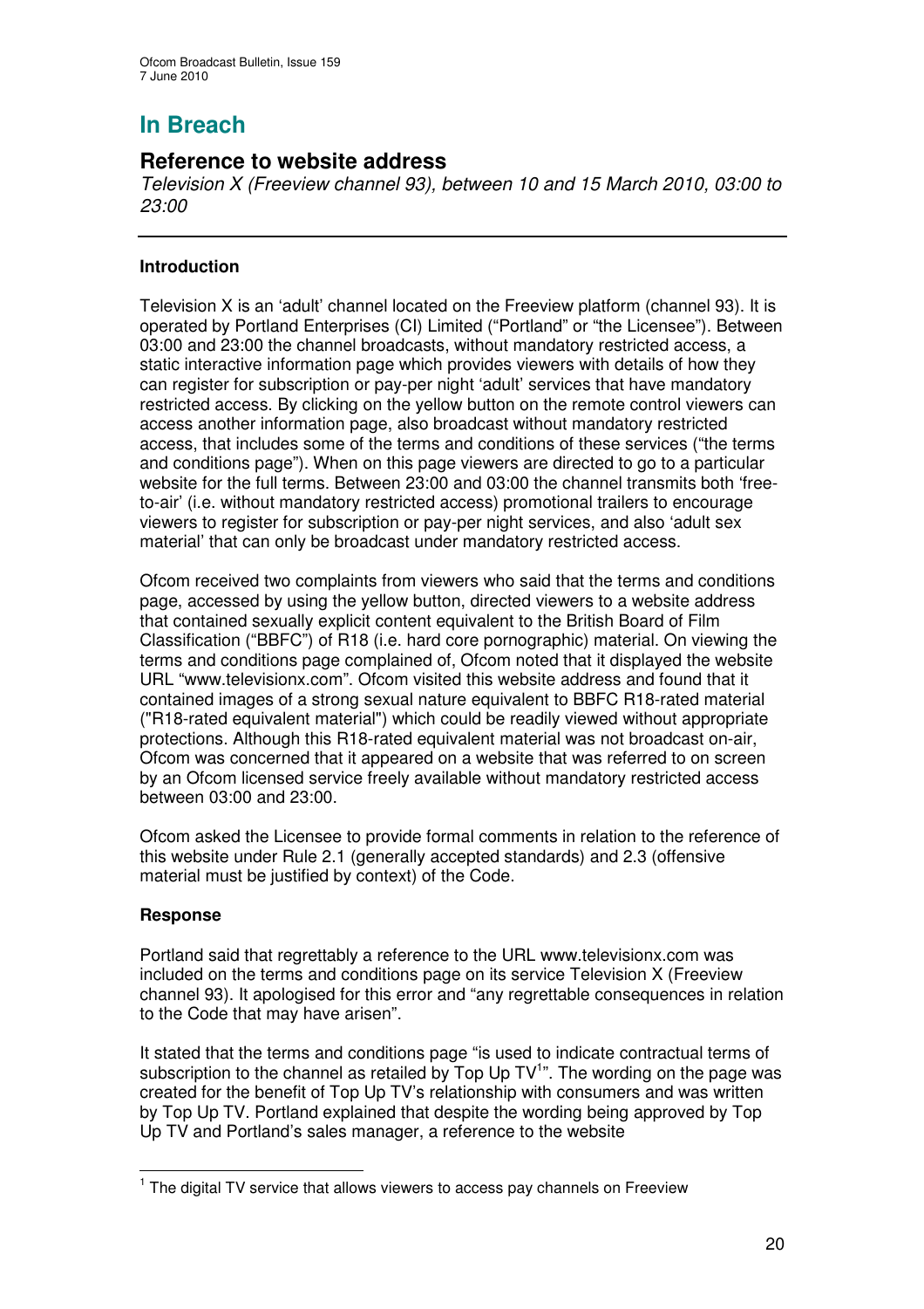# In Breach

## Reference to website address

*Television X (Freeview channel 93), between 10 and 15 March 2010, 03:00 to 23:00*

---

### Introduction

Television X is an 'adult' channel located on the Freeview platform (channel 93). It is operated by Portland Enterprises (CI) Limited ("Portland" or "the Licensee"). Between 03:00 and 23:00 the channel broadcasts, without mandatory restricted access, a static interactive information page which provides viewers with details of how they can register for subscription or pay-per night 'adult' services that have mandatory restricted access. By clicking on the yellow button on the remote control viewers can access another information page, also broadcast without mandatory restricted access, that includes some of the terms and conditions of these services ("the terms and conditions page"). When on this page viewers are directed to go to a particular website for the full terms. Between 23:00 and 03:00 the channel transmits both 'free-to-air' (i.e. without mandatory restricted access) promotional trailers to encourage viewers to register for subscription or pay-per night services, and also 'adult sex material' that can only be broadcast under mandatory restricted access.

Ofcom received two complaints from viewers who said that the terms and conditions page, accessed by using the yellow button, directed viewers to a website address that contained sexually explicit content equivalent to the British Board of Film Classification ("BBFC") of R18 (i.e. hard core pornographic) material. On viewing the terms and conditions page complained of, Ofcom noted that it displayed the website URL "www.televisionx.com". Ofcom visited this website address and found that it contained images of a strong sexual nature equivalent to BBFC R18-rated material ("R18-rated equivalent material") which could be readily viewed without appropriate protections. Although this R18-rated equivalent material was not broadcast on-air, Ofcom was concerned that it appeared on a website that was referred to on screen by an Ofcom licensed service freely available without mandatory restricted access between 03:00 and 23:00.

Ofcom asked the Licensee to provide formal comments in relation to the reference of this website under Rule 2.1 (generally accepted standards) and 2.3 (offensive material must be justified by context) of the Code.

### Response

Portland said that regrettably a reference to the URL www.televisionx.com was included on the terms and conditions page on its service Television X (Freeview channel 93). It apologised for this error and "any regrettable consequences in relation to the Code that may have arisen".

It stated that the terms and conditions page "is used to indicate contractual terms of subscription to the channel as retailed by Top Up TV[1]". The wording on the page was created for the benefit of Top Up TV's relationship with consumers and was written by Top Up TV. Portland explained that despite the wording being approved by Top Up TV and Portland's sales manager, a reference to the website

---

[1] The digital TV service that allows viewers to access pay channels on Freeview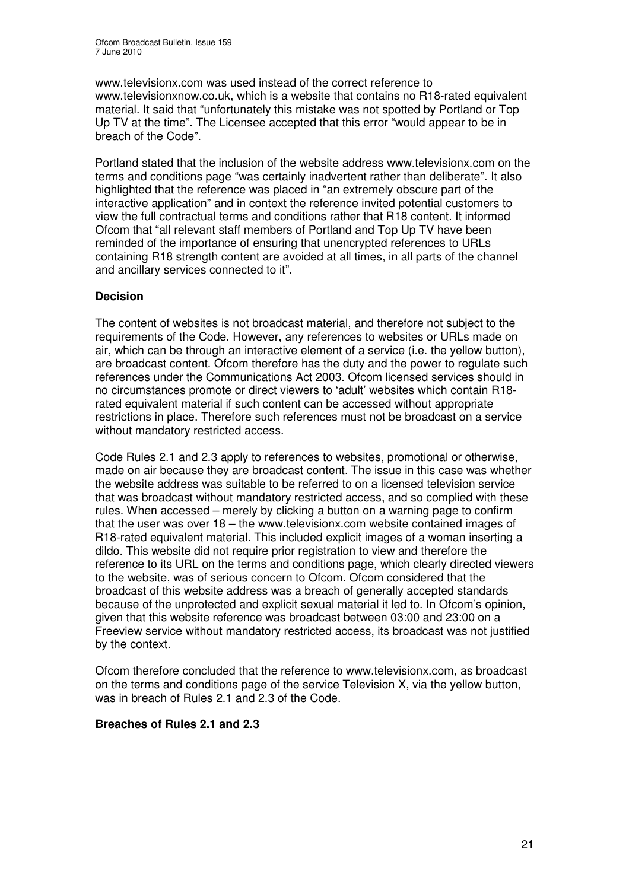www.televisionx.com was used instead of the correct reference to www.televisionxnow.co.uk, which is a website that contains no R18-rated equivalent material. It said that "unfortunately this mistake was not spotted by Portland or Top Up TV at the time". The Licensee accepted that this error "would appear to be in breach of the Code".

Portland stated that the inclusion of the website address www.televisionx.com on the terms and conditions page "was certainly inadvertent rather than deliberate". It also highlighted that the reference was placed in "an extremely obscure part of the interactive application" and in context the reference invited potential customers to view the full contractual terms and conditions rather that R18 content. It informed Ofcom that "all relevant staff members of Portland and Top Up TV have been reminded of the importance of ensuring that unencrypted references to URLs containing R18 strength content are avoided at all times, in all parts of the channel and ancillary services connected to it".

**Decision**

The content of websites is not broadcast material, and therefore not subject to the requirements of the Code. However, any references to websites or URLs made on air, which can be through an interactive element of a service (i.e. the yellow button), are broadcast content. Ofcom therefore has the duty and the power to regulate such references under the Communications Act 2003. Ofcom licensed services should in no circumstances promote or direct viewers to 'adult' websites which contain R18-rated equivalent material if such content can be accessed without appropriate restrictions in place. Therefore such references must not be broadcast on a service without mandatory restricted access.

Code Rules 2.1 and 2.3 apply to references to websites, promotional or otherwise, made on air because they are broadcast content. The issue in this case was whether the website address was suitable to be referred to on a licensed television service that was broadcast without mandatory restricted access, and so complied with these rules. When accessed – merely by clicking a button on a warning page to confirm that the user was over 18 – the www.televisionx.com website contained images of R18-rated equivalent material. This included explicit images of a woman inserting a dildo. This website did not require prior registration to view and therefore the reference to its URL on the terms and conditions page, which clearly directed viewers to the website, was of serious concern to Ofcom. Ofcom considered that the broadcast of this website address was a breach of generally accepted standards because of the unprotected and explicit sexual material it led to. In Ofcom's opinion, given that this website reference was broadcast between 03:00 and 23:00 on a Freeview service without mandatory restricted access, its broadcast was not justified by the context.

Ofcom therefore concluded that the reference to www.televisionx.com, as broadcast on the terms and conditions page of the service Television X, via the yellow button, was in breach of Rules 2.1 and 2.3 of the Code.

**Breaches of Rules 2.1 and 2.3**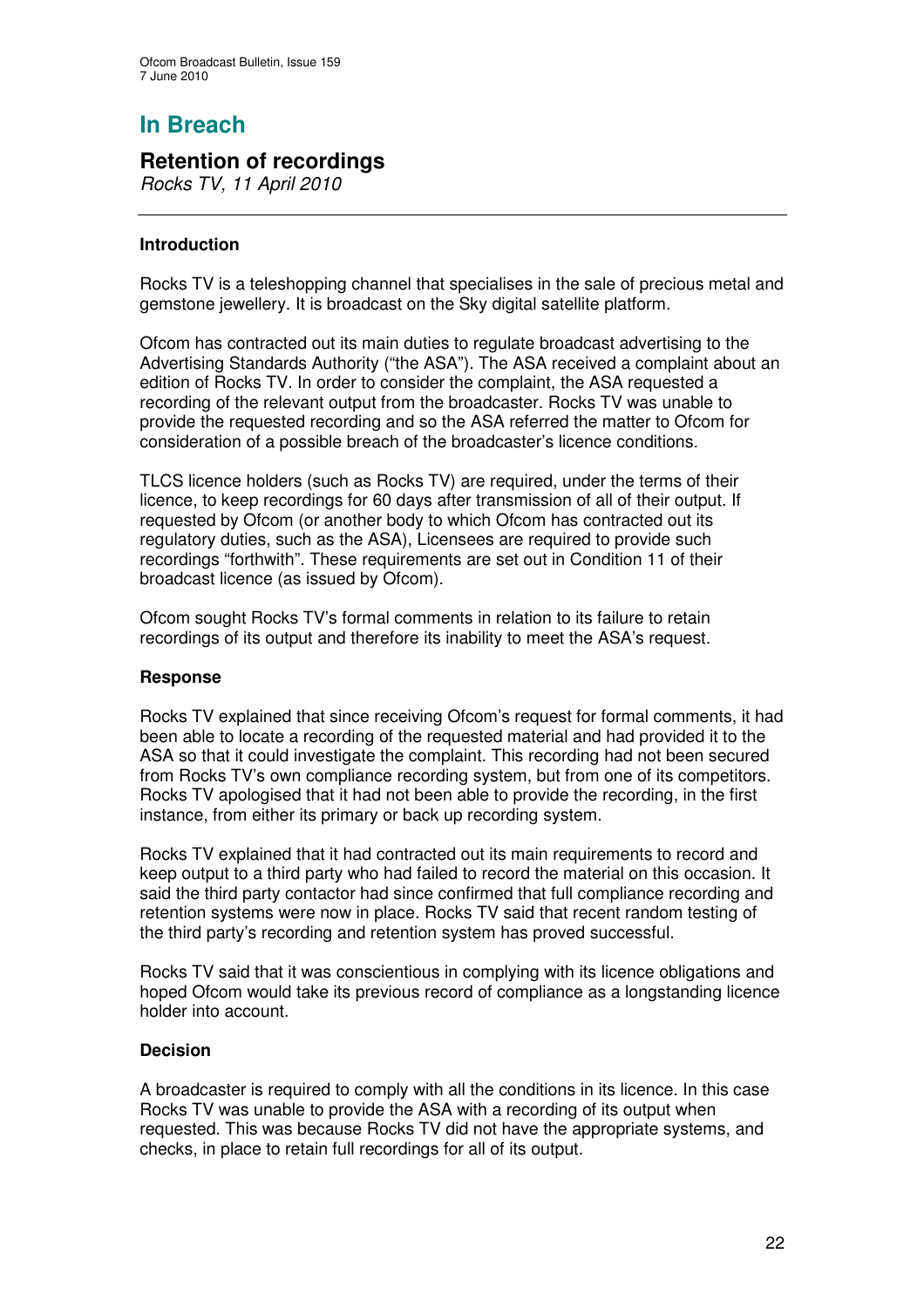# In Breach

## Retention of recordings

*Rocks TV, 11 April 2010*

---

### Introduction

Rocks TV is a teleshopping channel that specialises in the sale of precious metal and gemstone jewellery. It is broadcast on the Sky digital satellite platform.

Ofcom has contracted out its main duties to regulate broadcast advertising to the Advertising Standards Authority ("the ASA"). The ASA received a complaint about an edition of Rocks TV. In order to consider the complaint, the ASA requested a recording of the relevant output from the broadcaster. Rocks TV was unable to provide the requested recording and so the ASA referred the matter to Ofcom for consideration of a possible breach of the broadcaster's licence conditions.

TLCS licence holders (such as Rocks TV) are required, under the terms of their licence, to keep recordings for 60 days after transmission of all of their output. If requested by Ofcom (or another body to which Ofcom has contracted out its regulatory duties, such as the ASA), Licensees are required to provide such recordings "forthwith". These requirements are set out in Condition 11 of their broadcast licence (as issued by Ofcom).

Ofcom sought Rocks TV's formal comments in relation to its failure to retain recordings of its output and therefore its inability to meet the ASA's request.

### Response

Rocks TV explained that since receiving Ofcom's request for formal comments, it had been able to locate a recording of the requested material and had provided it to the ASA so that it could investigate the complaint. This recording had not been secured from Rocks TV's own compliance recording system, but from one of its competitors. Rocks TV apologised that it had not been able to provide the recording, in the first instance, from either its primary or back up recording system.

Rocks TV explained that it had contracted out its main requirements to record and keep output to a third party who had failed to record the material on this occasion. It said the third party contactor had since confirmed that full compliance recording and retention systems were now in place. Rocks TV said that recent random testing of the third party's recording and retention system has proved successful.

Rocks TV said that it was conscientious in complying with its licence obligations and hoped Ofcom would take its previous record of compliance as a longstanding licence holder into account.

### Decision

A broadcaster is required to comply with all the conditions in its licence. In this case Rocks TV was unable to provide the ASA with a recording of its output when requested. This was because Rocks TV did not have the appropriate systems, and checks, in place to retain full recordings for all of its output.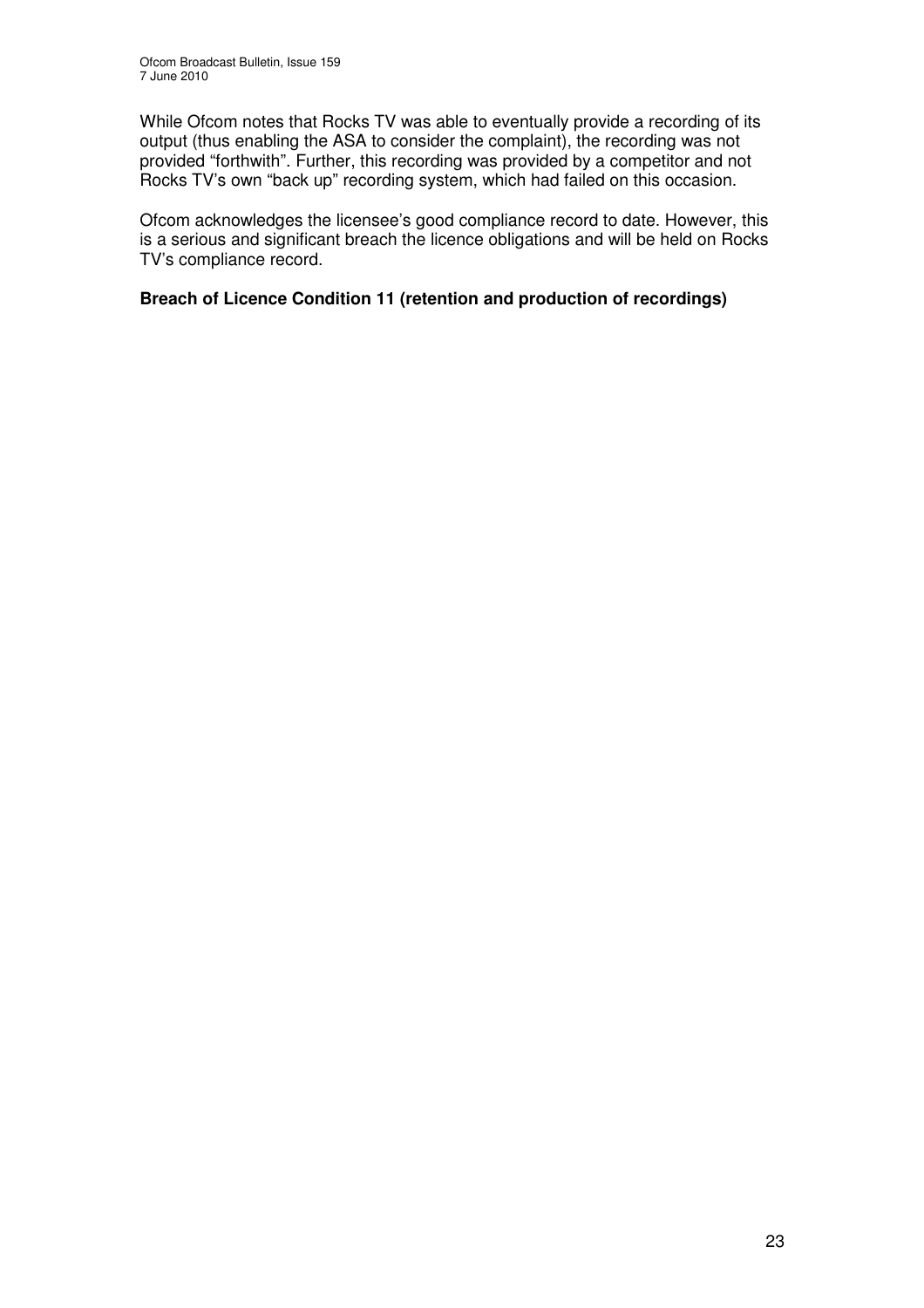While Ofcom notes that Rocks TV was able to eventually provide a recording of its output (thus enabling the ASA to consider the complaint), the recording was not provided "forthwith". Further, this recording was provided by a competitor and not Rocks TV's own "back up" recording system, which had failed on this occasion.

Ofcom acknowledges the licensee's good compliance record to date. However, this is a serious and significant breach the licence obligations and will be held on Rocks TV's compliance record.

**Breach of Licence Condition 11 (retention and production of recordings)**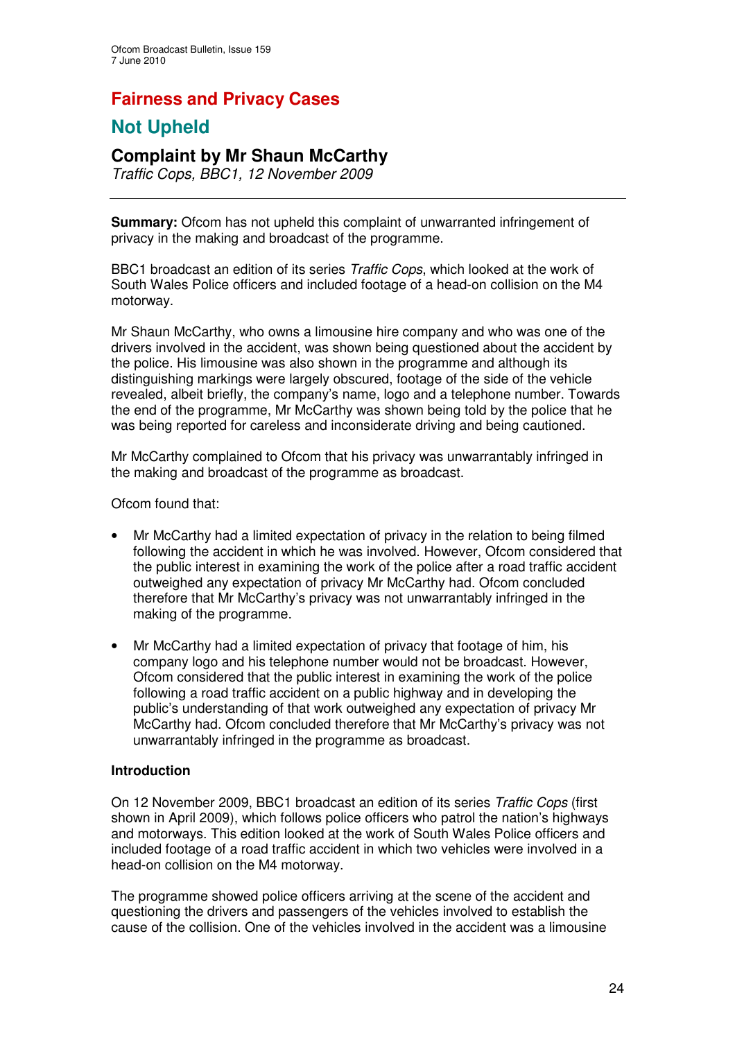# Fairness and Privacy Cases

## Not Upheld

### Complaint by Mr Shaun McCarthy

*Traffic Cops, BBC1, 12 November 2009*

---

**Summary:** Ofcom has not upheld this complaint of unwarranted infringement of privacy in the making and broadcast of the programme.

BBC1 broadcast an edition of its series *Traffic Cops*, which looked at the work of South Wales Police officers and included footage of a head-on collision on the M4 motorway.

Mr Shaun McCarthy, who owns a limousine hire company and who was one of the drivers involved in the accident, was shown being questioned about the accident by the police. His limousine was also shown in the programme and although its distinguishing markings were largely obscured, footage of the side of the vehicle revealed, albeit briefly, the company's name, logo and a telephone number. Towards the end of the programme, Mr McCarthy was shown being told by the police that he was being reported for careless and inconsiderate driving and being cautioned.

Mr McCarthy complained to Ofcom that his privacy was unwarrantably infringed in the making and broadcast of the programme as broadcast.

Ofcom found that:

- Mr McCarthy had a limited expectation of privacy in the relation to being filmed following the accident in which he was involved. However, Ofcom considered that the public interest in examining the work of the police after a road traffic accident outweighed any expectation of privacy Mr McCarthy had. Ofcom concluded therefore that Mr McCarthy's privacy was not unwarrantably infringed in the making of the programme.
- Mr McCarthy had a limited expectation of privacy that footage of him, his company logo and his telephone number would not be broadcast. However, Ofcom considered that the public interest in examining the work of the police following a road traffic accident on a public highway and in developing the public's understanding of that work outweighed any expectation of privacy Mr McCarthy had. Ofcom concluded therefore that Mr McCarthy's privacy was not unwarrantably infringed in the programme as broadcast.

**Introduction**

On 12 November 2009, BBC1 broadcast an edition of its series *Traffic Cops* (first shown in April 2009), which follows police officers who patrol the nation's highways and motorways. This edition looked at the work of South Wales Police officers and included footage of a road traffic accident in which two vehicles were involved in a head-on collision on the M4 motorway.

The programme showed police officers arriving at the scene of the accident and questioning the drivers and passengers of the vehicles involved to establish the cause of the collision. One of the vehicles involved in the accident was a limousine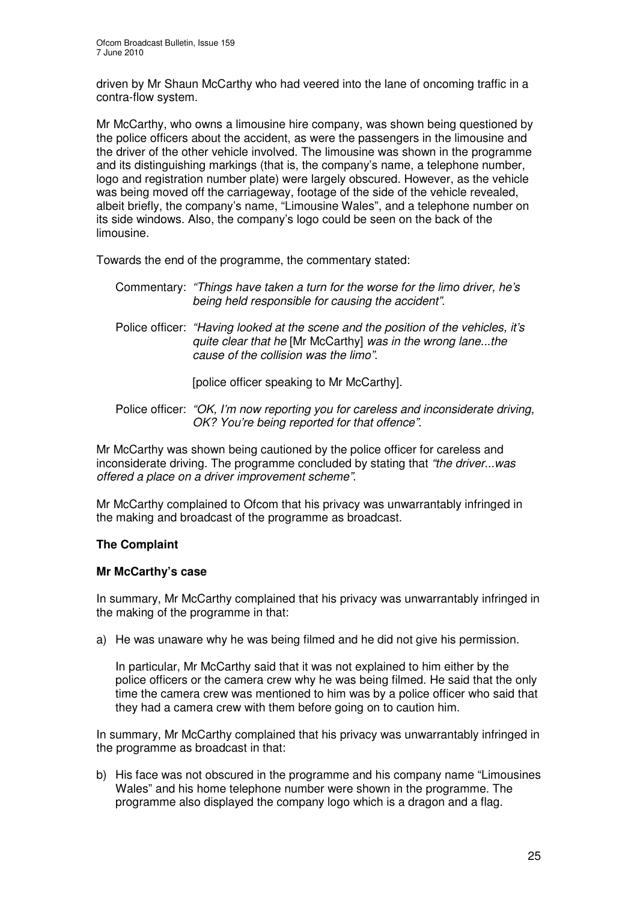driven by Mr Shaun McCarthy who had veered into the lane of oncoming traffic in a contra-flow system.

Mr McCarthy, who owns a limousine hire company, was shown being questioned by the police officers about the accident, as were the passengers in the limousine and the driver of the other vehicle involved. The limousine was shown in the programme and its distinguishing markings (that is, the company's name, a telephone number, logo and registration number plate) were largely obscured. However, as the vehicle was being moved off the carriageway, footage of the side of the vehicle revealed, albeit briefly, the company's name, "Limousine Wales", and a telephone number on its side windows. Also, the company's logo could be seen on the back of the limousine.

Towards the end of the programme, the commentary stated:

> Commentary: *"Things have taken a turn for the worse for the limo driver, he's being held responsible for causing the accident"*.
>
> Police officer: *"Having looked at the scene and the position of the vehicles, it's quite clear that he* [Mr McCarthy] *was in the wrong lane...the cause of the collision was the limo"*.
>
> [police officer speaking to Mr McCarthy].
>
> Police officer: *"OK, I'm now reporting you for careless and inconsiderate driving, OK? You're being reported for that offence"*.

Mr McCarthy was shown being cautioned by the police officer for careless and inconsiderate driving. The programme concluded by stating that *"the driver...was offered a place on a driver improvement scheme"*.

Mr McCarthy complained to Ofcom that his privacy was unwarrantably infringed in the making and broadcast of the programme as broadcast.

## The Complaint

### Mr McCarthy's case

In summary, Mr McCarthy complained that his privacy was unwarrantably infringed in the making of the programme in that:

a) He was unaware why he was being filmed and he did not give his permission.

   In particular, Mr McCarthy said that it was not explained to him either by the police officers or the camera crew why he was being filmed. He said that the only time the camera crew was mentioned to him was by a police officer who said that they had a camera crew with them before going on to caution him.

In summary, Mr McCarthy complained that his privacy was unwarrantably infringed in the programme as broadcast in that:

b) His face was not obscured in the programme and his company name "Limousines Wales" and his home telephone number were shown in the programme. The programme also displayed the company logo which is a dragon and a flag.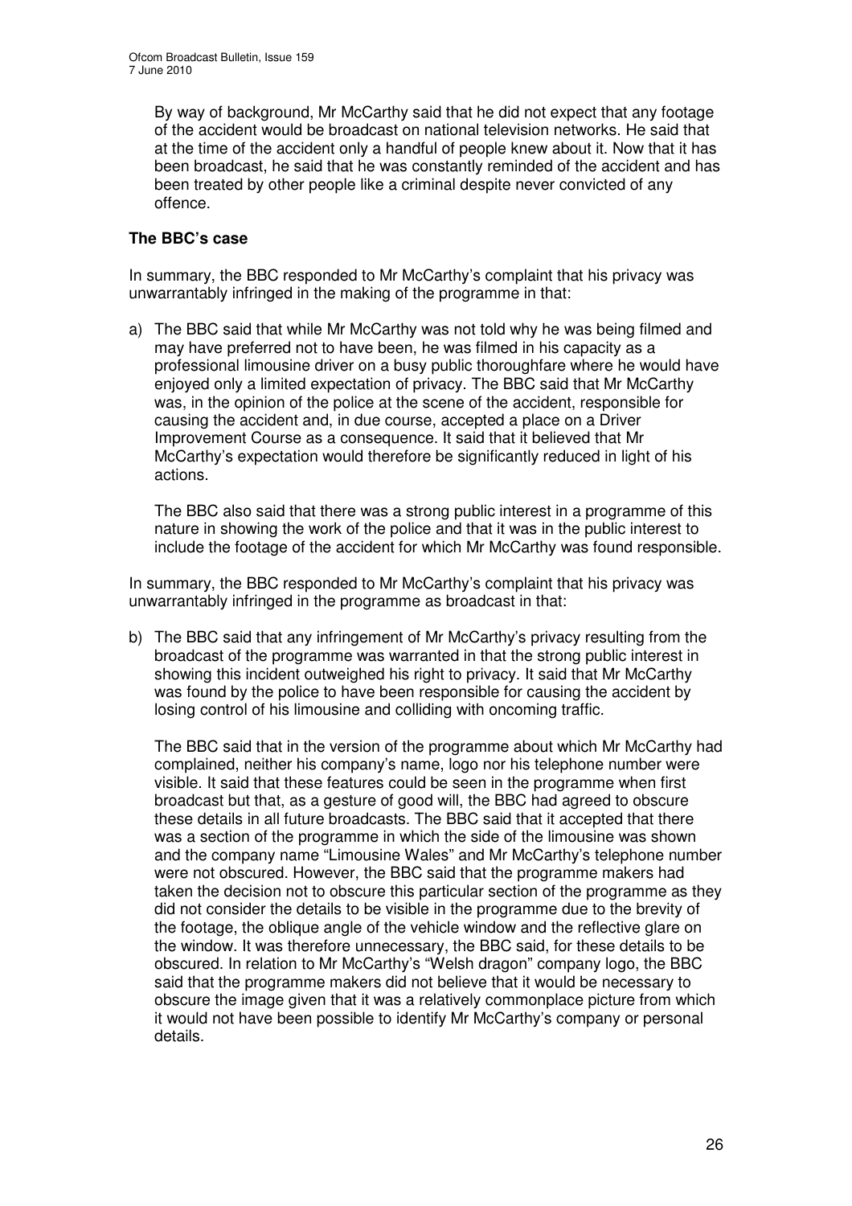By way of background, Mr McCarthy said that he did not expect that any footage of the accident would be broadcast on national television networks. He said that at the time of the accident only a handful of people knew about it. Now that it has been broadcast, he said that he was constantly reminded of the accident and has been treated by other people like a criminal despite never convicted of any offence.

**The BBC's case**

In summary, the BBC responded to Mr McCarthy's complaint that his privacy was unwarrantably infringed in the making of the programme in that:

a) The BBC said that while Mr McCarthy was not told why he was being filmed and may have preferred not to have been, he was filmed in his capacity as a professional limousine driver on a busy public thoroughfare where he would have enjoyed only a limited expectation of privacy. The BBC said that Mr McCarthy was, in the opinion of the police at the scene of the accident, responsible for causing the accident and, in due course, accepted a place on a Driver Improvement Course as a consequence. It said that it believed that Mr McCarthy's expectation would therefore be significantly reduced in light of his actions.

   The BBC also said that there was a strong public interest in a programme of this nature in showing the work of the police and that it was in the public interest to include the footage of the accident for which Mr McCarthy was found responsible.

In summary, the BBC responded to Mr McCarthy's complaint that his privacy was unwarrantably infringed in the programme as broadcast in that:

b) The BBC said that any infringement of Mr McCarthy's privacy resulting from the broadcast of the programme was warranted in that the strong public interest in showing this incident outweighed his right to privacy. It said that Mr McCarthy was found by the police to have been responsible for causing the accident by losing control of his limousine and colliding with oncoming traffic.

   The BBC said that in the version of the programme about which Mr McCarthy had complained, neither his company's name, logo nor his telephone number were visible. It said that these features could be seen in the programme when first broadcast but that, as a gesture of good will, the BBC had agreed to obscure these details in all future broadcasts. The BBC said that it accepted that there was a section of the programme in which the side of the limousine was shown and the company name "Limousine Wales" and Mr McCarthy's telephone number were not obscured. However, the BBC said that the programme makers had taken the decision not to obscure this particular section of the programme as they did not consider the details to be visible in the programme due to the brevity of the footage, the oblique angle of the vehicle window and the reflective glare on the window. It was therefore unnecessary, the BBC said, for these details to be obscured. In relation to Mr McCarthy's "Welsh dragon" company logo, the BBC said that the programme makers did not believe that it would be necessary to obscure the image given that it was a relatively commonplace picture from which it would not have been possible to identify Mr McCarthy's company or personal details.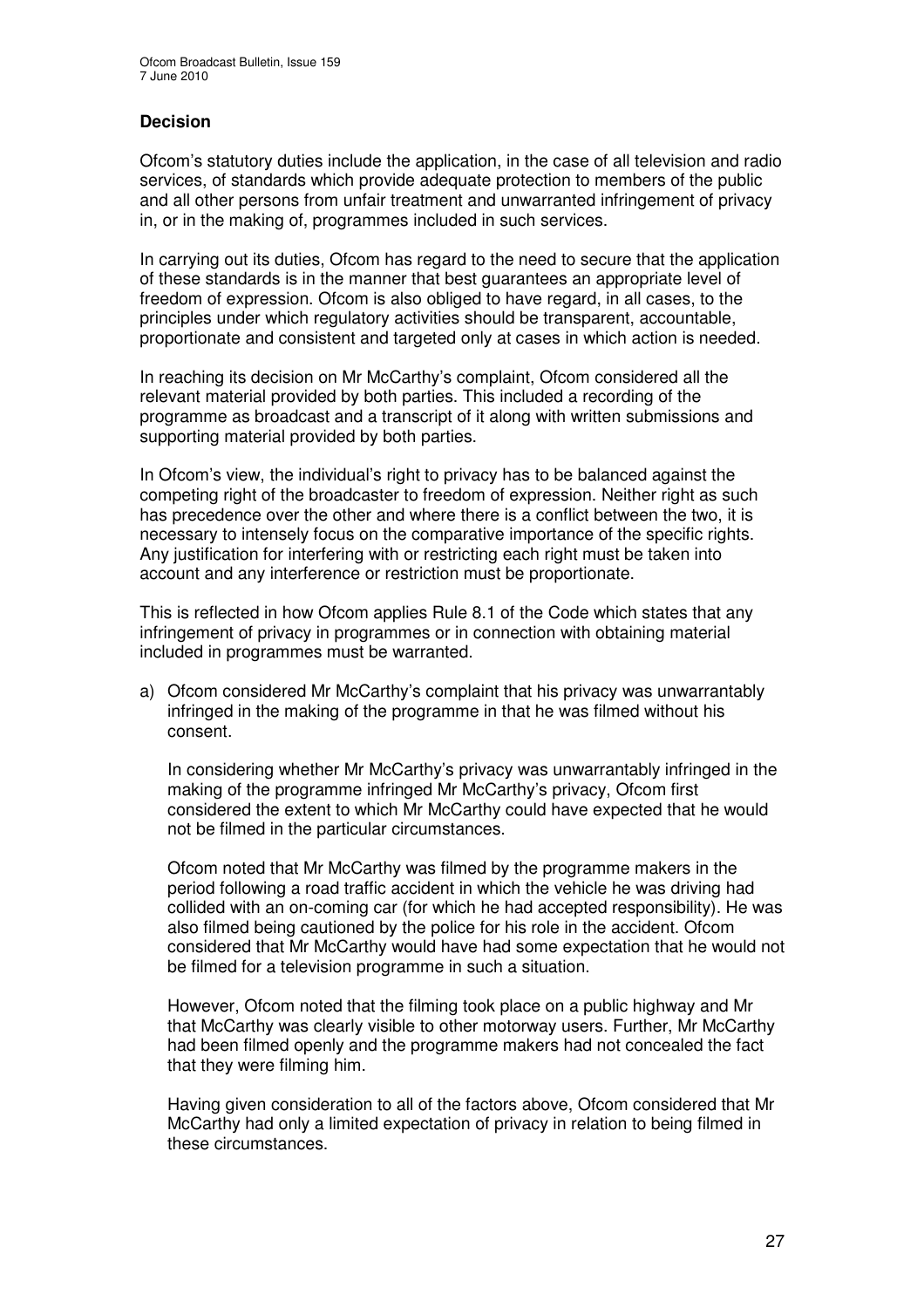## Decision

Ofcom's statutory duties include the application, in the case of all television and radio services, of standards which provide adequate protection to members of the public and all other persons from unfair treatment and unwarranted infringement of privacy in, or in the making of, programmes included in such services.

In carrying out its duties, Ofcom has regard to the need to secure that the application of these standards is in the manner that best guarantees an appropriate level of freedom of expression. Ofcom is also obliged to have regard, in all cases, to the principles under which regulatory activities should be transparent, accountable, proportionate and consistent and targeted only at cases in which action is needed.

In reaching its decision on Mr McCarthy's complaint, Ofcom considered all the relevant material provided by both parties. This included a recording of the programme as broadcast and a transcript of it along with written submissions and supporting material provided by both parties.

In Ofcom's view, the individual's right to privacy has to be balanced against the competing right of the broadcaster to freedom of expression. Neither right as such has precedence over the other and where there is a conflict between the two, it is necessary to intensely focus on the comparative importance of the specific rights. Any justification for interfering with or restricting each right must be taken into account and any interference or restriction must be proportionate.

This is reflected in how Ofcom applies Rule 8.1 of the Code which states that any infringement of privacy in programmes or in connection with obtaining material included in programmes must be warranted.

a) Ofcom considered Mr McCarthy's complaint that his privacy was unwarrantably infringed in the making of the programme in that he was filmed without his consent.

   In considering whether Mr McCarthy's privacy was unwarrantably infringed in the making of the programme infringed Mr McCarthy's privacy, Ofcom first considered the extent to which Mr McCarthy could have expected that he would not be filmed in the particular circumstances.

   Ofcom noted that Mr McCarthy was filmed by the programme makers in the period following a road traffic accident in which the vehicle he was driving had collided with an on-coming car (for which he had accepted responsibility). He was also filmed being cautioned by the police for his role in the accident. Ofcom considered that Mr McCarthy would have had some expectation that he would not be filmed for a television programme in such a situation.

   However, Ofcom noted that the filming took place on a public highway and Mr that McCarthy was clearly visible to other motorway users. Further, Mr McCarthy had been filmed openly and the programme makers had not concealed the fact that they were filming him.

   Having given consideration to all of the factors above, Ofcom considered that Mr McCarthy had only a limited expectation of privacy in relation to being filmed in these circumstances.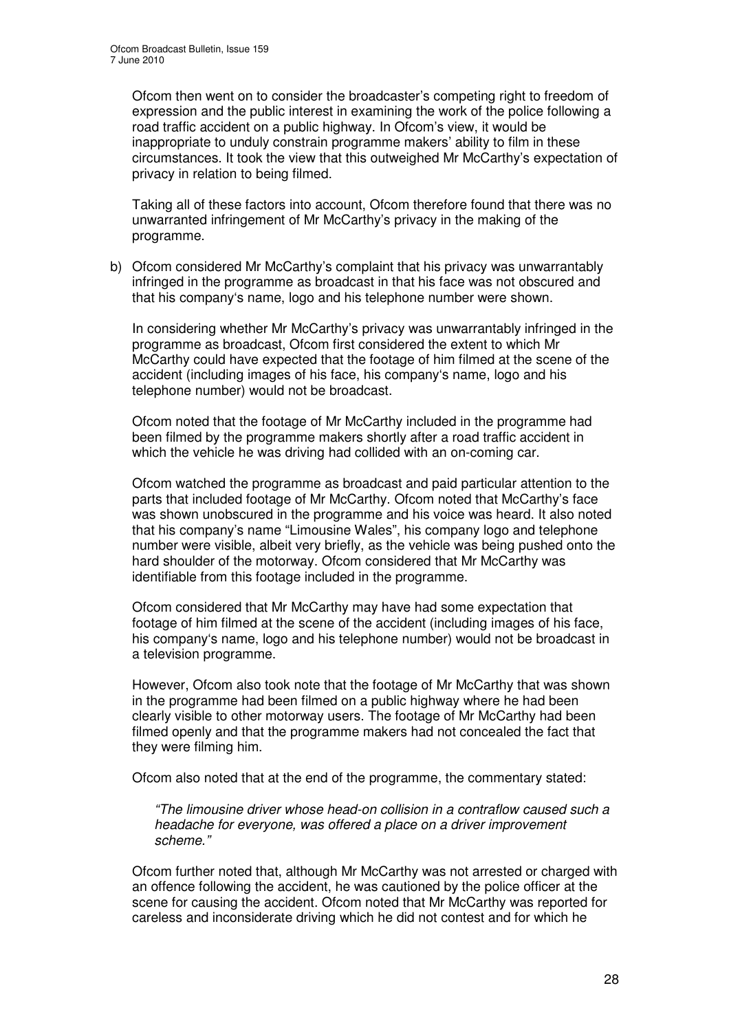Ofcom then went on to consider the broadcaster's competing right to freedom of expression and the public interest in examining the work of the police following a road traffic accident on a public highway. In Ofcom's view, it would be inappropriate to unduly constrain programme makers' ability to film in these circumstances. It took the view that this outweighed Mr McCarthy's expectation of privacy in relation to being filmed.

Taking all of these factors into account, Ofcom therefore found that there was no unwarranted infringement of Mr McCarthy's privacy in the making of the programme.

b) Ofcom considered Mr McCarthy's complaint that his privacy was unwarrantably infringed in the programme as broadcast in that his face was not obscured and that his company's name, logo and his telephone number were shown.

In considering whether Mr McCarthy's privacy was unwarrantably infringed in the programme as broadcast, Ofcom first considered the extent to which Mr McCarthy could have expected that the footage of him filmed at the scene of the accident (including images of his face, his company's name, logo and his telephone number) would not be broadcast.

Ofcom noted that the footage of Mr McCarthy included in the programme had been filmed by the programme makers shortly after a road traffic accident in which the vehicle he was driving had collided with an on-coming car.

Ofcom watched the programme as broadcast and paid particular attention to the parts that included footage of Mr McCarthy. Ofcom noted that McCarthy's face was shown unobscured in the programme and his voice was heard. It also noted that his company's name "Limousine Wales", his company logo and telephone number were visible, albeit very briefly, as the vehicle was being pushed onto the hard shoulder of the motorway. Ofcom considered that Mr McCarthy was identifiable from this footage included in the programme.

Ofcom considered that Mr McCarthy may have had some expectation that footage of him filmed at the scene of the accident (including images of his face, his company's name, logo and his telephone number) would not be broadcast in a television programme.

However, Ofcom also took note that the footage of Mr McCarthy that was shown in the programme had been filmed on a public highway where he had been clearly visible to other motorway users. The footage of Mr McCarthy had been filmed openly and that the programme makers had not concealed the fact that they were filming him.

Ofcom also noted that at the end of the programme, the commentary stated:

> *"The limousine driver whose head-on collision in a contraflow caused such a headache for everyone, was offered a place on a driver improvement scheme."*

Ofcom further noted that, although Mr McCarthy was not arrested or charged with an offence following the accident, he was cautioned by the police officer at the scene for causing the accident. Ofcom noted that Mr McCarthy was reported for careless and inconsiderate driving which he did not contest and for which he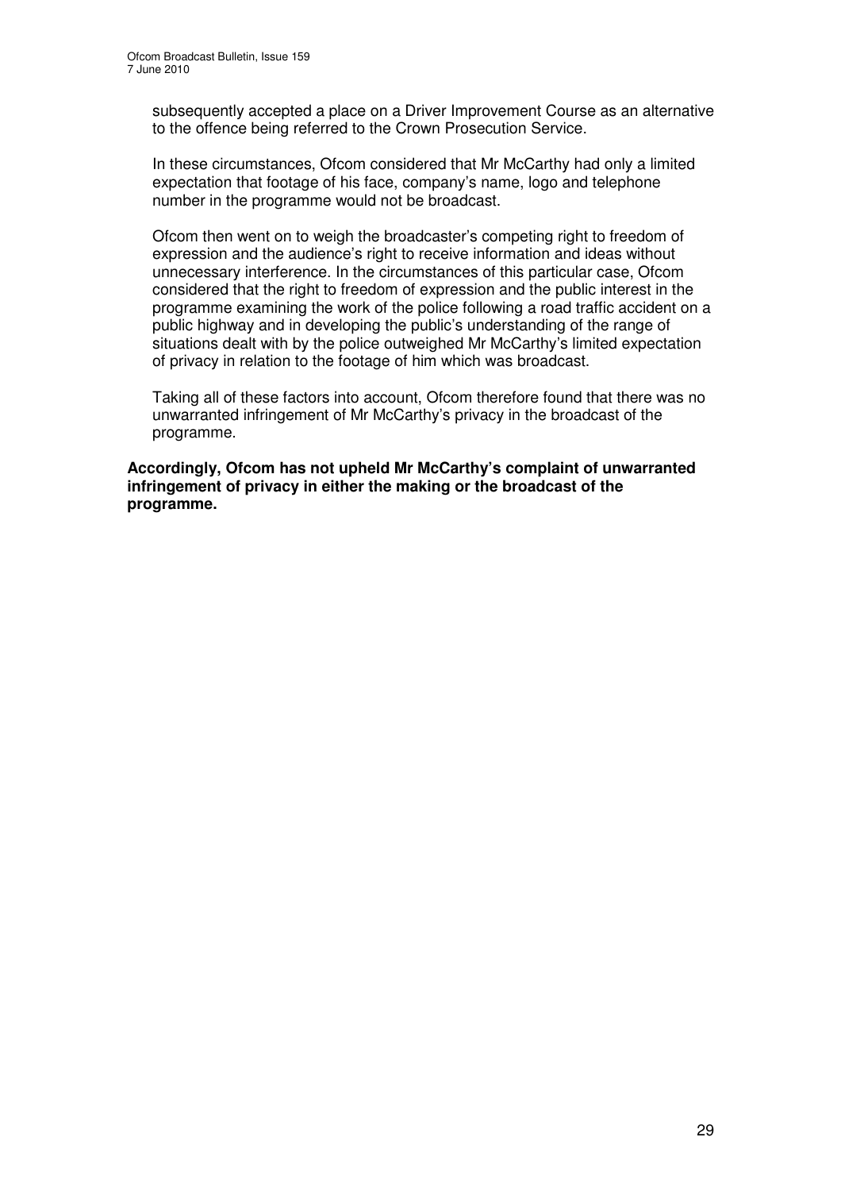subsequently accepted a place on a Driver Improvement Course as an alternative to the offence being referred to the Crown Prosecution Service.

In these circumstances, Ofcom considered that Mr McCarthy had only a limited expectation that footage of his face, company's name, logo and telephone number in the programme would not be broadcast.

Ofcom then went on to weigh the broadcaster's competing right to freedom of expression and the audience's right to receive information and ideas without unnecessary interference. In the circumstances of this particular case, Ofcom considered that the right to freedom of expression and the public interest in the programme examining the work of the police following a road traffic accident on a public highway and in developing the public's understanding of the range of situations dealt with by the police outweighed Mr McCarthy's limited expectation of privacy in relation to the footage of him which was broadcast.

Taking all of these factors into account, Ofcom therefore found that there was no unwarranted infringement of Mr McCarthy's privacy in the broadcast of the programme.

**Accordingly, Ofcom has not upheld Mr McCarthy's complaint of unwarranted infringement of privacy in either the making or the broadcast of the programme.**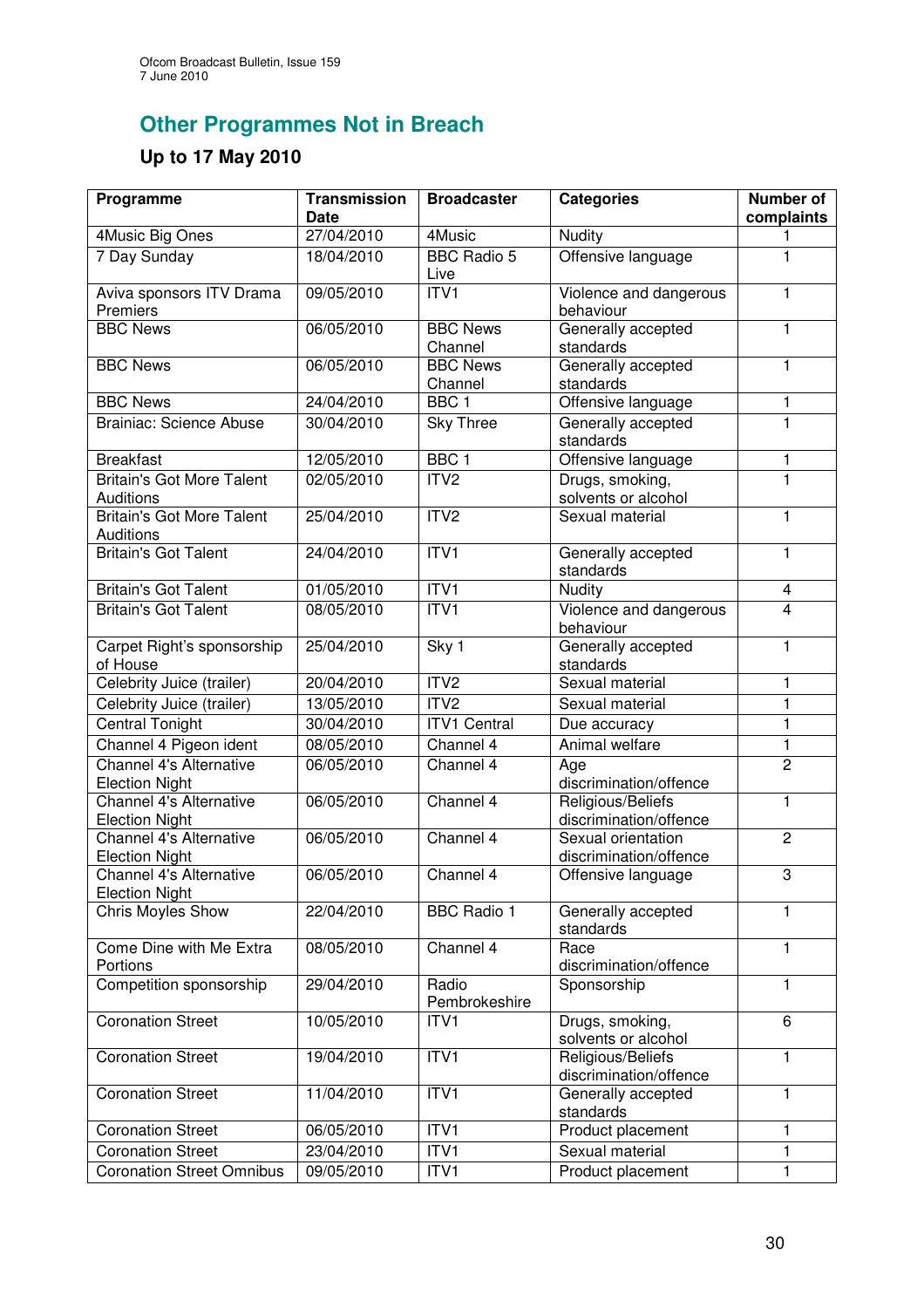## Other Programmes Not in Breach

### Up to 17 May 2010

| Programme | Transmission Date | Broadcaster | Categories | Number of complaints |
|---|---|---|---|---|
| 4Music Big Ones | 27/04/2010 | 4Music | Nudity | 1 |
| 7 Day Sunday | 18/04/2010 | BBC Radio 5 Live | Offensive language | 1 |
| Aviva sponsors ITV Drama Premiers | 09/05/2010 | ITV1 | Violence and dangerous behaviour | 1 |
| BBC News | 06/05/2010 | BBC News Channel | Generally accepted standards | 1 |
| BBC News | 06/05/2010 | BBC News Channel | Generally accepted standards | 1 |
| BBC News | 24/04/2010 | BBC 1 | Offensive language | 1 |
| Brainiac: Science Abuse | 30/04/2010 | Sky Three | Generally accepted standards | 1 |
| Breakfast | 12/05/2010 | BBC 1 | Offensive language | 1 |
| Britain's Got More Talent Auditions | 02/05/2010 | ITV2 | Drugs, smoking, solvents or alcohol | 1 |
| Britain's Got More Talent Auditions | 25/04/2010 | ITV2 | Sexual material | 1 |
| Britain's Got Talent | 24/04/2010 | ITV1 | Generally accepted standards | 1 |
| Britain's Got Talent | 01/05/2010 | ITV1 | Nudity | 4 |
| Britain's Got Talent | 08/05/2010 | ITV1 | Violence and dangerous behaviour | 4 |
| Carpet Right’s sponsorship of House | 25/04/2010 | Sky 1 | Generally accepted standards | 1 |
| Celebrity Juice (trailer) | 20/04/2010 | ITV2 | Sexual material | 1 |
| Celebrity Juice (trailer) | 13/05/2010 | ITV2 | Sexual material | 1 |
| Central Tonight | 30/04/2010 | ITV1 Central | Due accuracy | 1 |
| Channel 4 Pigeon ident | 08/05/2010 | Channel 4 | Animal welfare | 1 |
| Channel 4's Alternative Election Night | 06/05/2010 | Channel 4 | Age discrimination/offence | 2 |
| Channel 4's Alternative Election Night | 06/05/2010 | Channel 4 | Religious/Beliefs discrimination/offence | 1 |
| Channel 4's Alternative Election Night | 06/05/2010 | Channel 4 | Sexual orientation discrimination/offence | 2 |
| Channel 4's Alternative Election Night | 06/05/2010 | Channel 4 | Offensive language | 3 |
| Chris Moyles Show | 22/04/2010 | BBC Radio 1 | Generally accepted standards | 1 |
| Come Dine with Me Extra Portions | 08/05/2010 | Channel 4 | Race discrimination/offence | 1 |
| Competition sponsorship | 29/04/2010 | Radio Pembrokeshire | Sponsorship | 1 |
| Coronation Street | 10/05/2010 | ITV1 | Drugs, smoking, solvents or alcohol | 6 |
| Coronation Street | 19/04/2010 | ITV1 | Religious/Beliefs discrimination/offence | 1 |
| Coronation Street | 11/04/2010 | ITV1 | Generally accepted standards | 1 |
| Coronation Street | 06/05/2010 | ITV1 | Product placement | 1 |
| Coronation Street | 23/04/2010 | ITV1 | Sexual material | 1 |
| Coronation Street Omnibus | 09/05/2010 | ITV1 | Product placement | 1 |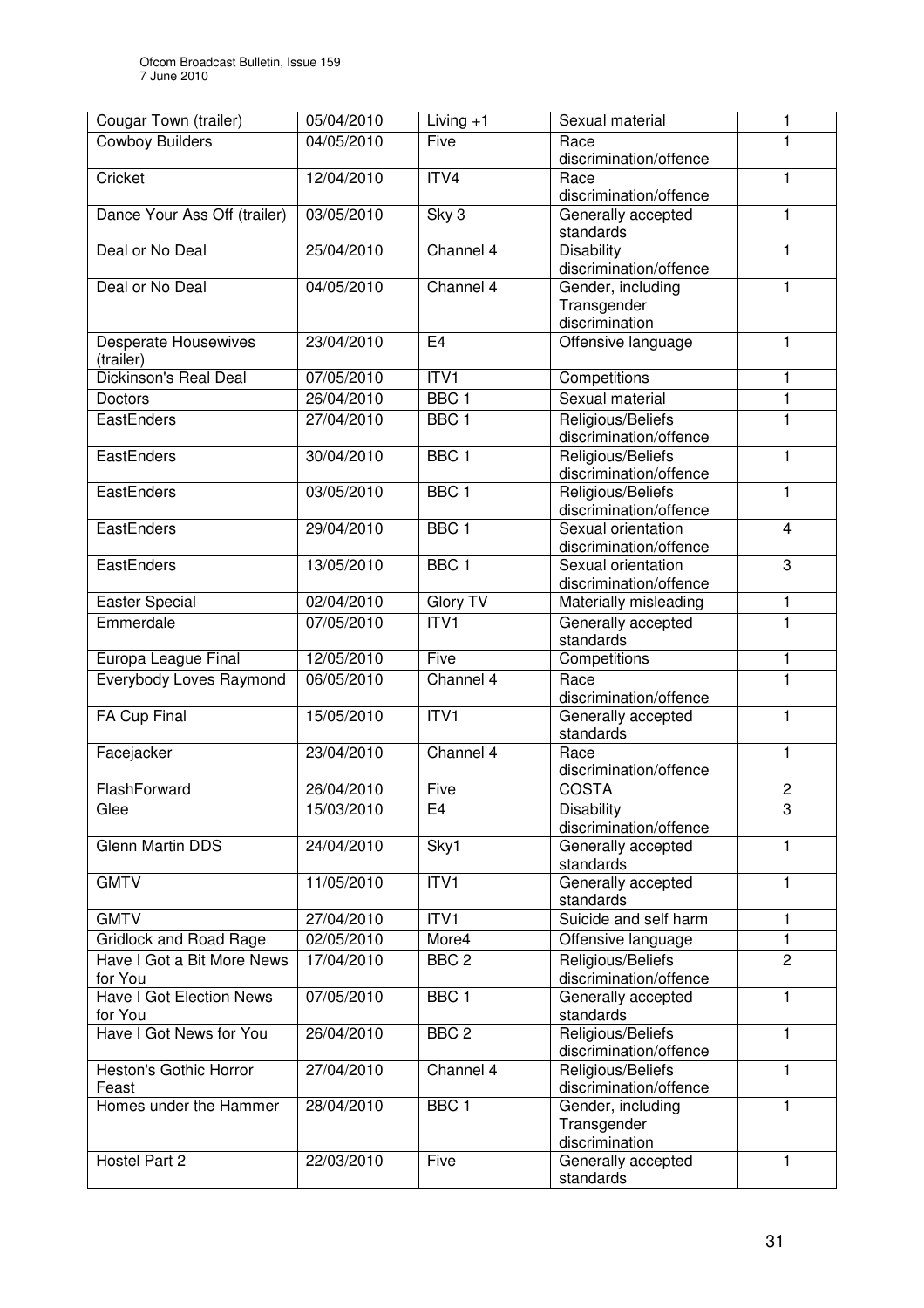| Cougar Town (trailer) | 05/04/2010 | Living +1 | Sexual material | 1 |
|---|---|---|---|---|
| Cowboy Builders | 04/05/2010 | Five | Race discrimination/offence | 1 |
| Cricket | 12/04/2010 | ITV4 | Race discrimination/offence | 1 |
| Dance Your Ass Off (trailer) | 03/05/2010 | Sky 3 | Generally accepted standards | 1 |
| Deal or No Deal | 25/04/2010 | Channel 4 | Disability discrimination/offence | 1 |
| Deal or No Deal | 04/05/2010 | Channel 4 | Gender, including Transgender discrimination | 1 |
| Desperate Housewives (trailer) | 23/04/2010 | E4 | Offensive language | 1 |
| Dickinson's Real Deal | 07/05/2010 | ITV1 | Competitions | 1 |
| Doctors | 26/04/2010 | BBC 1 | Sexual material | 1 |
| EastEnders | 27/04/2010 | BBC 1 | Religious/Beliefs discrimination/offence | 1 |
| EastEnders | 30/04/2010 | BBC 1 | Religious/Beliefs discrimination/offence | 1 |
| EastEnders | 03/05/2010 | BBC 1 | Religious/Beliefs discrimination/offence | 1 |
| EastEnders | 29/04/2010 | BBC 1 | Sexual orientation discrimination/offence | 4 |
| EastEnders | 13/05/2010 | BBC 1 | Sexual orientation discrimination/offence | 3 |
| Easter Special | 02/04/2010 | Glory TV | Materially misleading | 1 |
| Emmerdale | 07/05/2010 | ITV1 | Generally accepted standards | 1 |
| Europa League Final | 12/05/2010 | Five | Competitions | 1 |
| Everybody Loves Raymond | 06/05/2010 | Channel 4 | Race discrimination/offence | 1 |
| FA Cup Final | 15/05/2010 | ITV1 | Generally accepted standards | 1 |
| Facejacker | 23/04/2010 | Channel 4 | Race discrimination/offence | 1 |
| FlashForward | 26/04/2010 | Five | COSTA | 2 |
| Glee | 15/03/2010 | E4 | Disability discrimination/offence | 3 |
| Glenn Martin DDS | 24/04/2010 | Sky1 | Generally accepted standards | 1 |
| GMTV | 11/05/2010 | ITV1 | Generally accepted standards | 1 |
| GMTV | 27/04/2010 | ITV1 | Suicide and self harm | 1 |
| Gridlock and Road Rage | 02/05/2010 | More4 | Offensive language | 1 |
| Have I Got a Bit More News for You | 17/04/2010 | BBC 2 | Religious/Beliefs discrimination/offence | 2 |
| Have I Got Election News for You | 07/05/2010 | BBC 1 | Generally accepted standards | 1 |
| Have I Got News for You | 26/04/2010 | BBC 2 | Religious/Beliefs discrimination/offence | 1 |
| Heston's Gothic Horror Feast | 27/04/2010 | Channel 4 | Religious/Beliefs discrimination/offence | 1 |
| Homes under the Hammer | 28/04/2010 | BBC 1 | Gender, including Transgender discrimination | 1 |
| Hostel Part 2 | 22/03/2010 | Five | Generally accepted standards | 1 |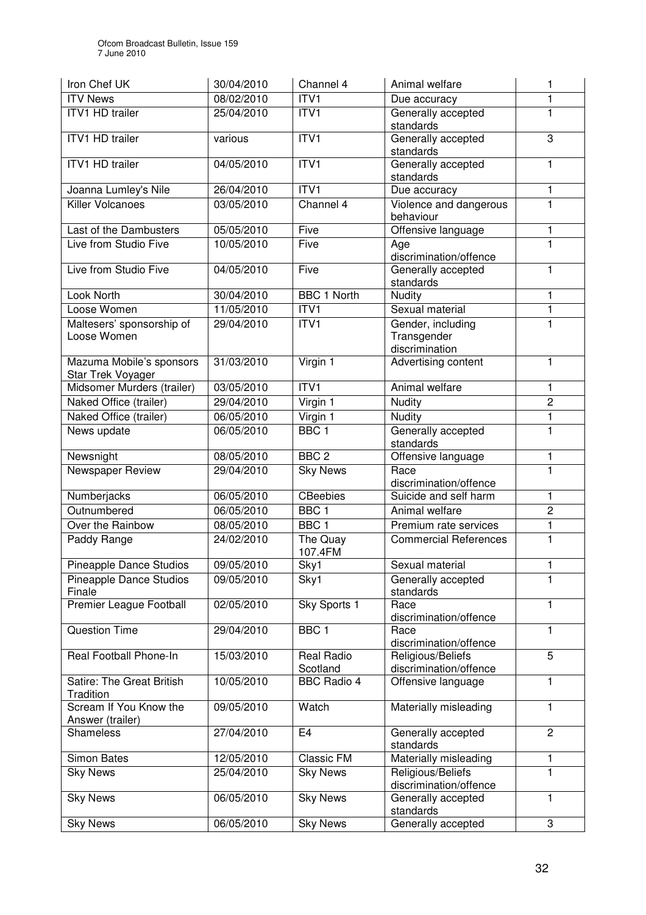| Iron Chef UK | 30/04/2010 | Channel 4 | Animal welfare | 1 |
|---|---|---|---|---|
| ITV News | 08/02/2010 | ITV1 | Due accuracy | 1 |
| ITV1 HD trailer | 25/04/2010 | ITV1 | Generally accepted standards | 1 |
| ITV1 HD trailer | various | ITV1 | Generally accepted standards | 3 |
| ITV1 HD trailer | 04/05/2010 | ITV1 | Generally accepted standards | 1 |
| Joanna Lumley's Nile | 26/04/2010 | ITV1 | Due accuracy | 1 |
| Killer Volcanoes | 03/05/2010 | Channel 4 | Violence and dangerous behaviour | 1 |
| Last of the Dambusters | 05/05/2010 | Five | Offensive language | 1 |
| Live from Studio Five | 10/05/2010 | Five | Age discrimination/offence | 1 |
| Live from Studio Five | 04/05/2010 | Five | Generally accepted standards | 1 |
| Look North | 30/04/2010 | BBC 1 North | Nudity | 1 |
| Loose Women | 11/05/2010 | ITV1 | Sexual material | 1 |
| Maltesers' sponsorship of Loose Women | 29/04/2010 | ITV1 | Gender, including Transgender discrimination | 1 |
| Mazuma Mobile's sponsors Star Trek Voyager | 31/03/2010 | Virgin 1 | Advertising content | 1 |
| Midsomer Murders (trailer) | 03/05/2010 | ITV1 | Animal welfare | 1 |
| Naked Office (trailer) | 29/04/2010 | Virgin 1 | Nudity | 2 |
| Naked Office (trailer) | 06/05/2010 | Virgin 1 | Nudity | 1 |
| News update | 06/05/2010 | BBC 1 | Generally accepted standards | 1 |
| Newsnight | 08/05/2010 | BBC 2 | Offensive language | 1 |
| Newspaper Review | 29/04/2010 | Sky News | Race discrimination/offence | 1 |
| Numberjacks | 06/05/2010 | CBeebies | Suicide and self harm | 1 |
| Outnumbered | 06/05/2010 | BBC 1 | Animal welfare | 2 |
| Over the Rainbow | 08/05/2010 | BBC 1 | Premium rate services | 1 |
| Paddy Range | 24/02/2010 | The Quay 107.4FM | Commercial References | 1 |
| Pineapple Dance Studios | 09/05/2010 | Sky1 | Sexual material | 1 |
| Pineapple Dance Studios Finale | 09/05/2010 | Sky1 | Generally accepted standards | 1 |
| Premier League Football | 02/05/2010 | Sky Sports 1 | Race discrimination/offence | 1 |
| Question Time | 29/04/2010 | BBC 1 | Race discrimination/offence | 1 |
| Real Football Phone-In | 15/03/2010 | Real Radio Scotland | Religious/Beliefs discrimination/offence | 5 |
| Satire: The Great British Tradition | 10/05/2010 | BBC Radio 4 | Offensive language | 1 |
| Scream If You Know the Answer (trailer) | 09/05/2010 | Watch | Materially misleading | 1 |
| Shameless | 27/04/2010 | E4 | Generally accepted standards | 2 |
| Simon Bates | 12/05/2010 | Classic FM | Materially misleading | 1 |
| Sky News | 25/04/2010 | Sky News | Religious/Beliefs discrimination/offence | 1 |
| Sky News | 06/05/2010 | Sky News | Generally accepted standards | 1 |
| Sky News | 06/05/2010 | Sky News | Generally accepted | 3 |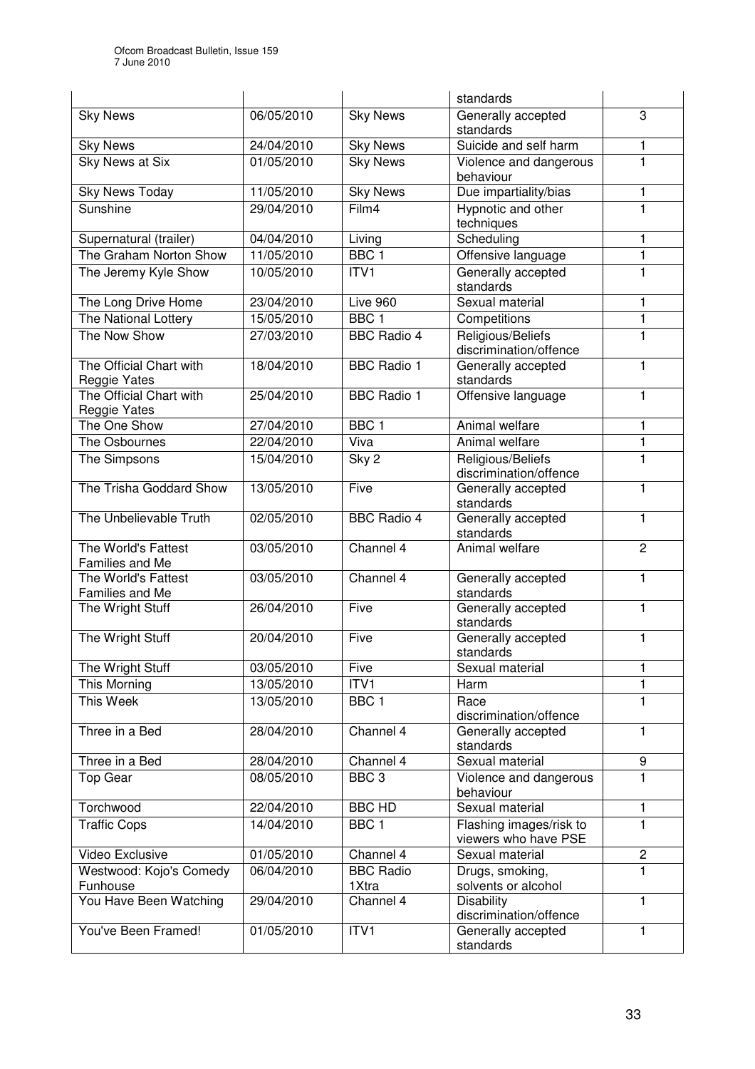| | | | standards | |
|---|---|---|---|---|
| Sky News | 06/05/2010 | Sky News | Generally accepted standards | 3 |
| Sky News | 24/04/2010 | Sky News | Suicide and self harm | 1 |
| Sky News at Six | 01/05/2010 | Sky News | Violence and dangerous behaviour | 1 |
| Sky News Today | 11/05/2010 | Sky News | Due impartiality/bias | 1 |
| Sunshine | 29/04/2010 | Film4 | Hypnotic and other techniques | 1 |
| Supernatural (trailer) | 04/04/2010 | Living | Scheduling | 1 |
| The Graham Norton Show | 11/05/2010 | BBC 1 | Offensive language | 1 |
| The Jeremy Kyle Show | 10/05/2010 | ITV1 | Generally accepted standards | 1 |
| The Long Drive Home | 23/04/2010 | Live 960 | Sexual material | 1 |
| The National Lottery | 15/05/2010 | BBC 1 | Competitions | 1 |
| The Now Show | 27/03/2010 | BBC Radio 4 | Religious/Beliefs discrimination/offence | 1 |
| The Official Chart with Reggie Yates | 18/04/2010 | BBC Radio 1 | Generally accepted standards | 1 |
| The Official Chart with Reggie Yates | 25/04/2010 | BBC Radio 1 | Offensive language | 1 |
| The One Show | 27/04/2010 | BBC 1 | Animal welfare | 1 |
| The Osbournes | 22/04/2010 | Viva | Animal welfare | 1 |
| The Simpsons | 15/04/2010 | Sky 2 | Religious/Beliefs discrimination/offence | 1 |
| The Trisha Goddard Show | 13/05/2010 | Five | Generally accepted standards | 1 |
| The Unbelievable Truth | 02/05/2010 | BBC Radio 4 | Generally accepted standards | 1 |
| The World's Fattest Families and Me | 03/05/2010 | Channel 4 | Animal welfare | 2 |
| The World's Fattest Families and Me | 03/05/2010 | Channel 4 | Generally accepted standards | 1 |
| The Wright Stuff | 26/04/2010 | Five | Generally accepted standards | 1 |
| The Wright Stuff | 20/04/2010 | Five | Generally accepted standards | 1 |
| The Wright Stuff | 03/05/2010 | Five | Sexual material | 1 |
| This Morning | 13/05/2010 | ITV1 | Harm | 1 |
| This Week | 13/05/2010 | BBC 1 | Race discrimination/offence | 1 |
| Three in a Bed | 28/04/2010 | Channel 4 | Generally accepted standards | 1 |
| Three in a Bed | 28/04/2010 | Channel 4 | Sexual material | 9 |
| Top Gear | 08/05/2010 | BBC 3 | Violence and dangerous behaviour | 1 |
| Torchwood | 22/04/2010 | BBC HD | Sexual material | 1 |
| Traffic Cops | 14/04/2010 | BBC 1 | Flashing images/risk to viewers who have PSE | 1 |
| Video Exclusive | 01/05/2010 | Channel 4 | Sexual material | 2 |
| Westwood: Kojo's Comedy Funhouse | 06/04/2010 | BBC Radio 1Xtra | Drugs, smoking, solvents or alcohol | 1 |
| You Have Been Watching | 29/04/2010 | Channel 4 | Disability discrimination/offence | 1 |
| You've Been Framed! | 01/05/2010 | ITV1 | Generally accepted standards | 1 |